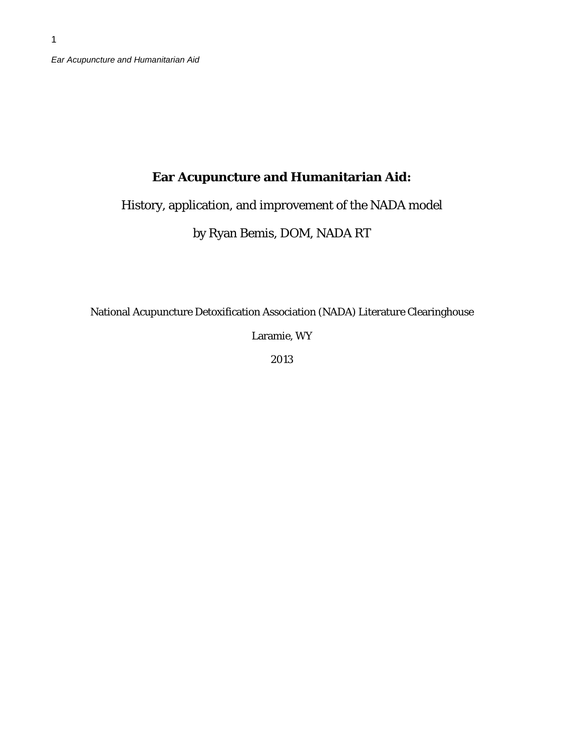# Ear Acupuncture and Humanitarian Aid:

History, application, and improvement of the NADA model

by Ryan Bemis, DOM, NADA RT

National Acupuncture Detoxification Association (NADA) Literature Clearinghouse

Laramie, WY

2013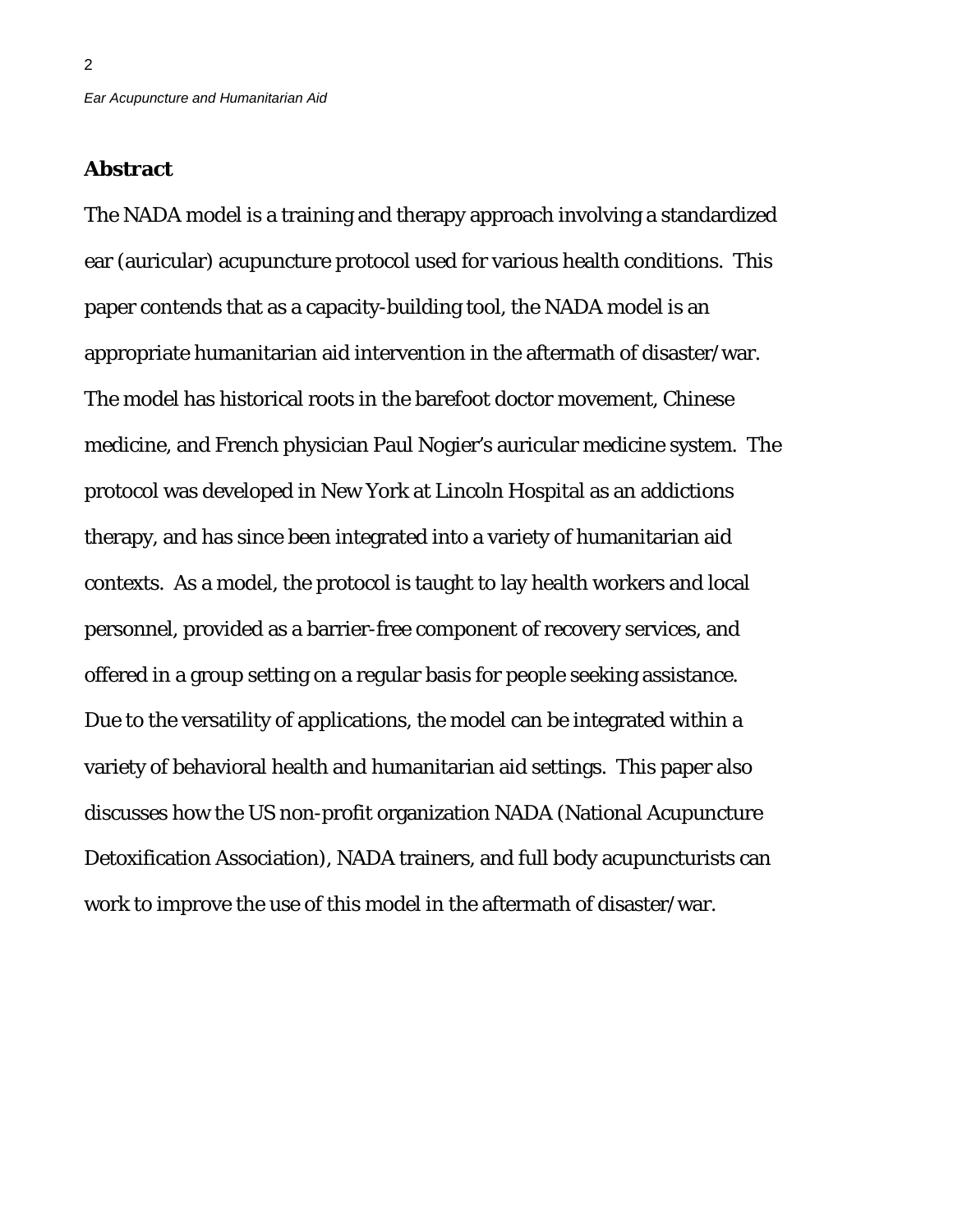## Abstract

The NADA model is a training and therapy approach involving a standardized ear (auricular) acupuncture protocol used for various health conditions. This paper contends that as a capacity-building tool, the NADA model is an appropriate humanitarian aid intervention in the aftermath of disaster/war. The model has historical roots in the barefoot doctor movement, Chinese medicine, and French physician Paul Nogier's auricular medicine system. The protocol was developed in New York at Lincoln Hospital as an addictions therapy, and has since been integrated into a variety of humanitarian aid contexts. As a model, the protocol is taught to lay health workers and local personnel, provided as a barrier-free component of recovery services, and offered in a group setting on a regular basis for people seeking assistance. Due to the versatility of applications, the model can be integrated within a variety of behavioral health and humanitarian aid settings. This paper also discusses how the US non-profit organization NADA (National Acupuncture Detoxification Association), NADA trainers, and full body acupuncturists can work to improve the use of this model in the aftermath of disaster/war.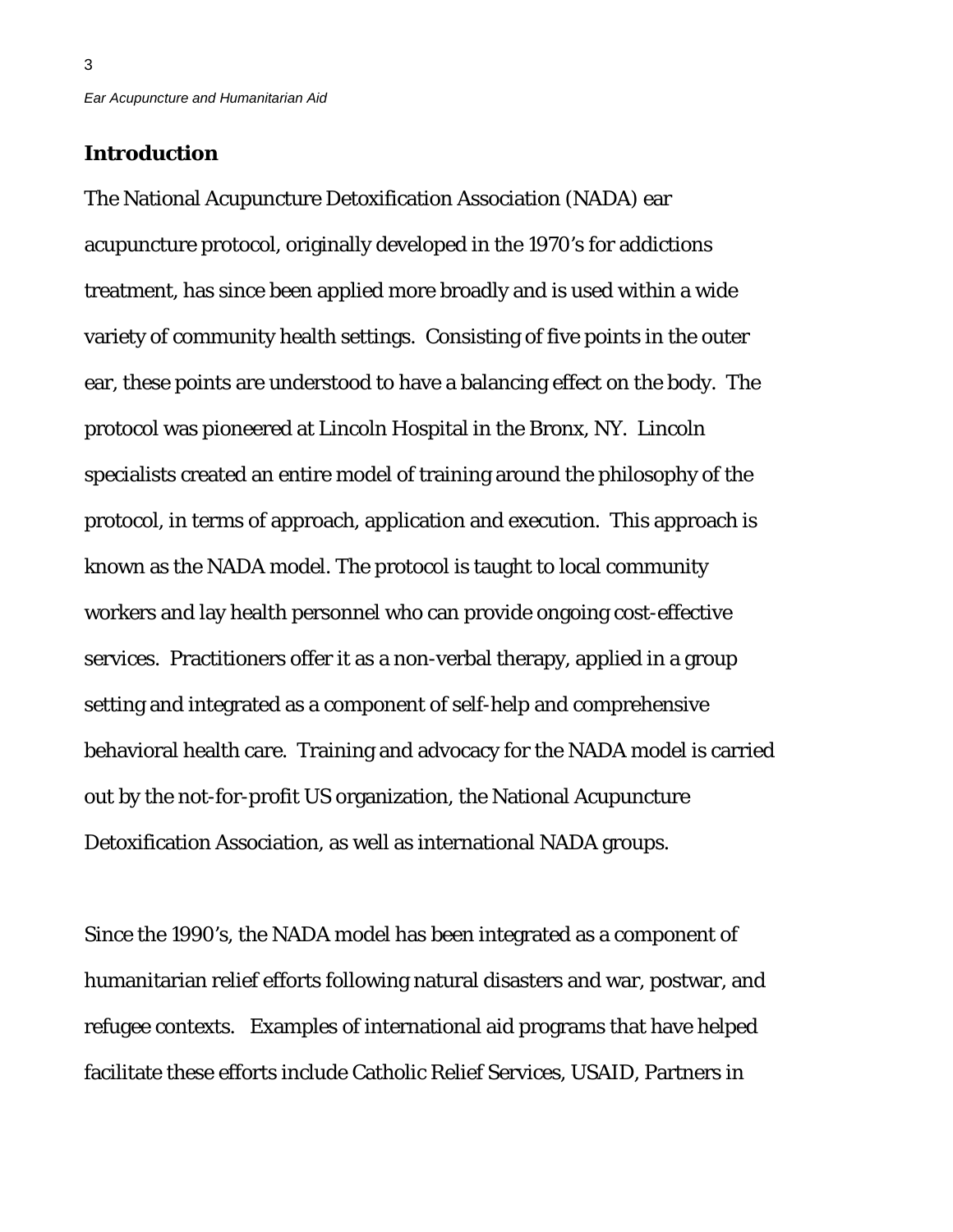## Introduction

The National Acupuncture Detoxification Association (NADA) ear acupuncture protocol, originally developed in the 1970's for addictions treatment, has since been applied more broadly and is used within a wide variety of community health settings. Consisting of five points in the outer ear, these points are understood to have a balancing effect on the body. The protocol was pioneered at Lincoln Hospital in the Bronx, NY. Lincoln specialists created an entire model of training around the philosophy of the protocol, in terms of approach, application and execution. This approach is known as the NADA model. The protocol is taught to local community workers and lay health personnel who can provide ongoing cost-effective services. Practitioners offer it as a non-verbal therapy, applied in a group setting and integrated as a component of self-help and comprehensive behavioral health care. Training and advocacy for the NADA model is carried out by the not-for-profit US organization, the National Acupuncture Detoxification Association, as well as international NADA groups.

Since the 1990's, the NADA model has been integrated as a component of humanitarian relief efforts following natural disasters and war, postwar, and refugee contexts. Examples of international aid programs that have helped facilitate these efforts include Catholic Relief Services, USAID, Partners in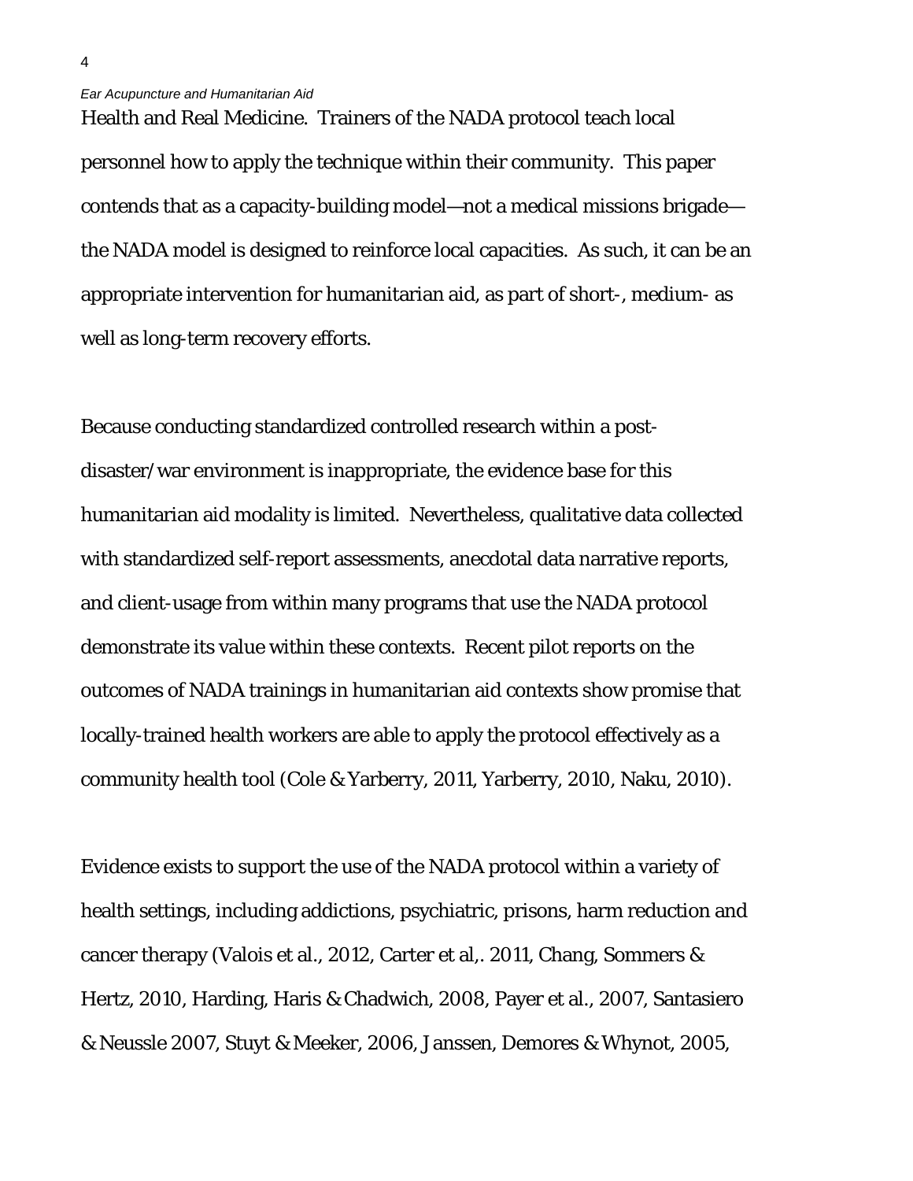Health and Real Medicine. Trainers of the NADA protocol teach local personnel how to apply the technique within their community. This paper contends that as a capacity-building model—not a medical missions brigade—the NADA model is designed to reinforce local capacities. As such, it can be an appropriate intervention for humanitarian aid, as part of short-, medium- as well as long-term recovery efforts.

Because conducting standardized controlled research within a post-disaster/war environment is inappropriate, the evidence base for this humanitarian aid modality is limited. Nevertheless, qualitative data collected with standardized self-report assessments, anecdotal data narrative reports, and client-usage from within many programs that use the NADA protocol demonstrate its value within these contexts. Recent pilot reports on the outcomes of NADA trainings in humanitarian aid contexts show promise that locally-trained health workers are able to apply the protocol effectively as a community health tool (Cole & Yarberry, 2011, Yarberry, 2010, Naku, 2010).

Evidence exists to support the use of the NADA protocol within a variety of health settings, including addictions, psychiatric, prisons, harm reduction and cancer therapy (Valois et al., 2012, Carter et al,. 2011, Chang, Sommers & Hertz, 2010, Harding, Haris & Chadwich, 2008, Payer et al., 2007, Santasiero & Neussle 2007, Stuyt & Meeker, 2006, Janssen, Demores & Whynot, 2005,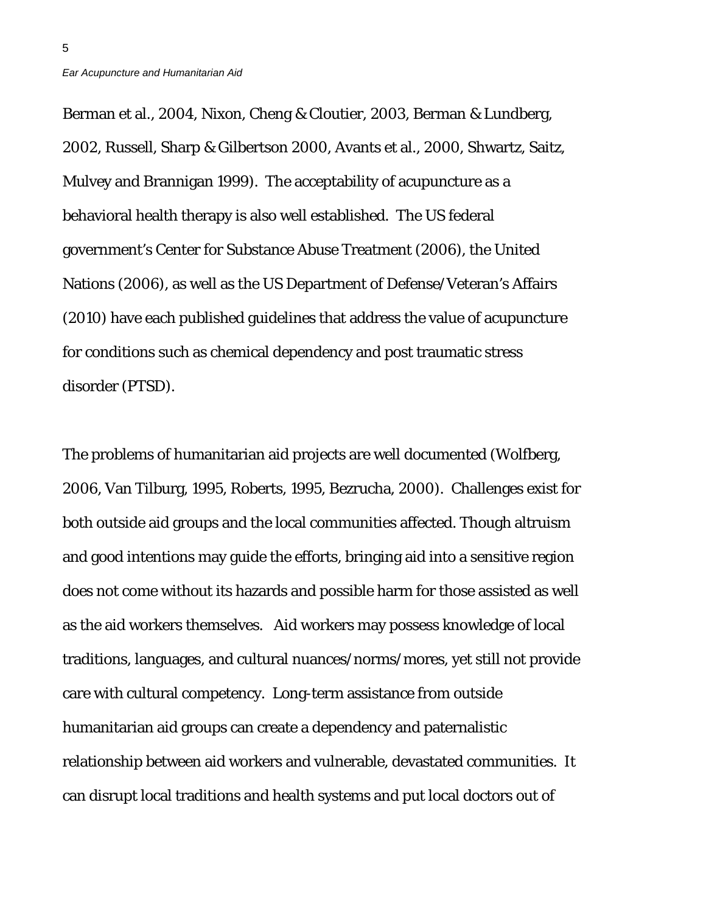Berman et al., 2004, Nixon, Cheng & Cloutier, 2003, Berman & Lundberg, 2002, Russell, Sharp & Gilbertson 2000, Avants et al., 2000, Shwartz, Saitz, Mulvey and Brannigan 1999). The acceptability of acupuncture as a behavioral health therapy is also well established. The US federal government's Center for Substance Abuse Treatment (2006), the United Nations (2006), as well as the US Department of Defense/Veteran's Affairs (2010) have each published guidelines that address the value of acupuncture for conditions such as chemical dependency and post traumatic stress disorder (PTSD).

The problems of humanitarian aid projects are well documented (Wolfberg, 2006, Van Tilburg, 1995, Roberts, 1995, Bezrucha, 2000). Challenges exist for both outside aid groups and the local communities affected. Though altruism and good intentions may guide the efforts, bringing aid into a sensitive region does not come without its hazards and possible harm for those assisted as well as the aid workers themselves. Aid workers may possess knowledge of local traditions, languages, and cultural nuances/norms/mores, yet still not provide care with cultural competency. Long-term assistance from outside humanitarian aid groups can create a dependency and paternalistic relationship between aid workers and vulnerable, devastated communities. It can disrupt local traditions and health systems and put local doctors out of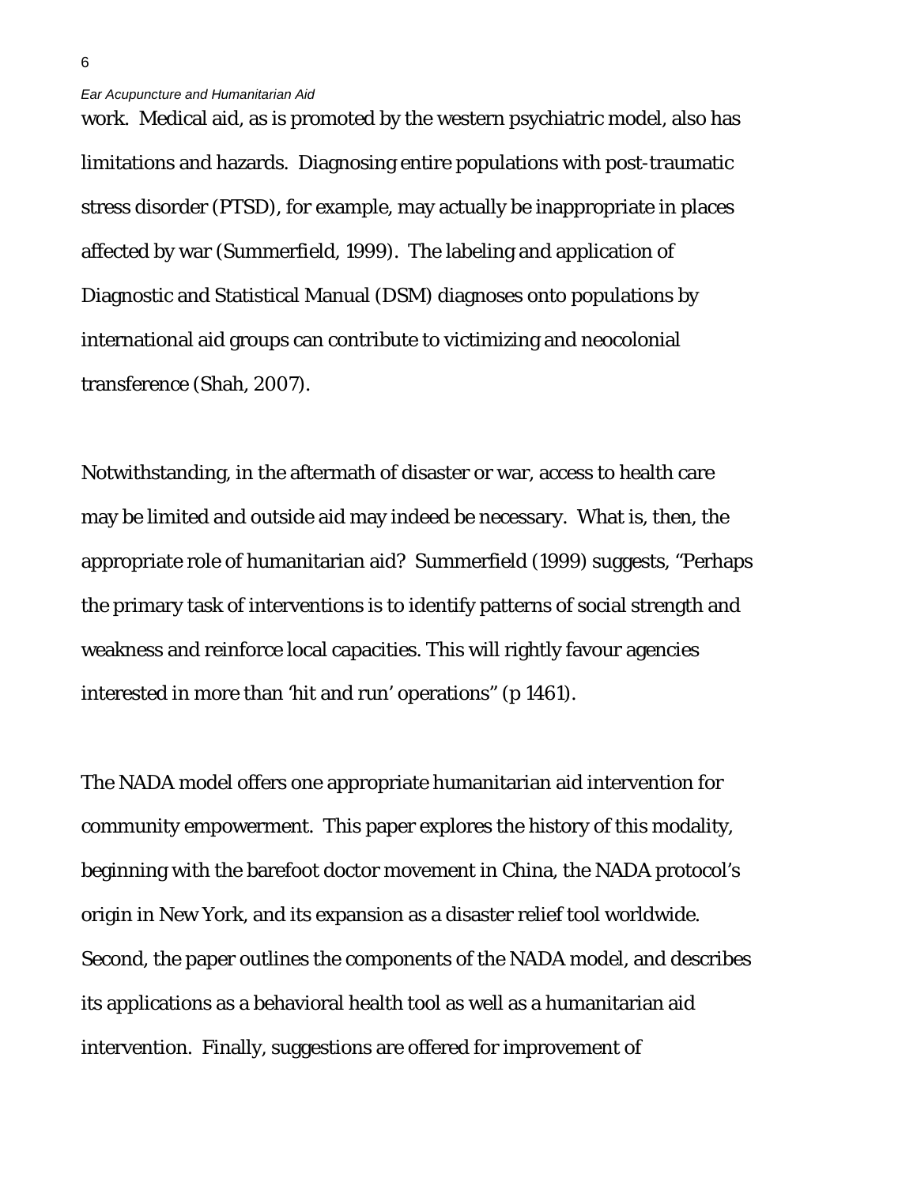work. Medical aid, as is promoted by the western psychiatric model, also has limitations and hazards. Diagnosing entire populations with post-traumatic stress disorder (PTSD), for example, may actually be inappropriate in places affected by war (Summerfield, 1999). The labeling and application of Diagnostic and Statistical Manual (DSM) diagnoses onto populations by international aid groups can contribute to victimizing and neocolonial transference (Shah, 2007).

Notwithstanding, in the aftermath of disaster or war, access to health care may be limited and outside aid may indeed be necessary. What is, then, the appropriate role of humanitarian aid? Summerfield (1999) suggests, "Perhaps the primary task of interventions is to identify patterns of social strength and weakness and reinforce local capacities. This will rightly favour agencies interested in more than 'hit and run' operations" (p 1461).

The NADA model offers one appropriate humanitarian aid intervention for community empowerment. This paper explores the history of this modality, beginning with the barefoot doctor movement in China, the NADA protocol's origin in New York, and its expansion as a disaster relief tool worldwide. Second, the paper outlines the components of the NADA model, and describes its applications as a behavioral health tool as well as a humanitarian aid intervention. Finally, suggestions are offered for improvement of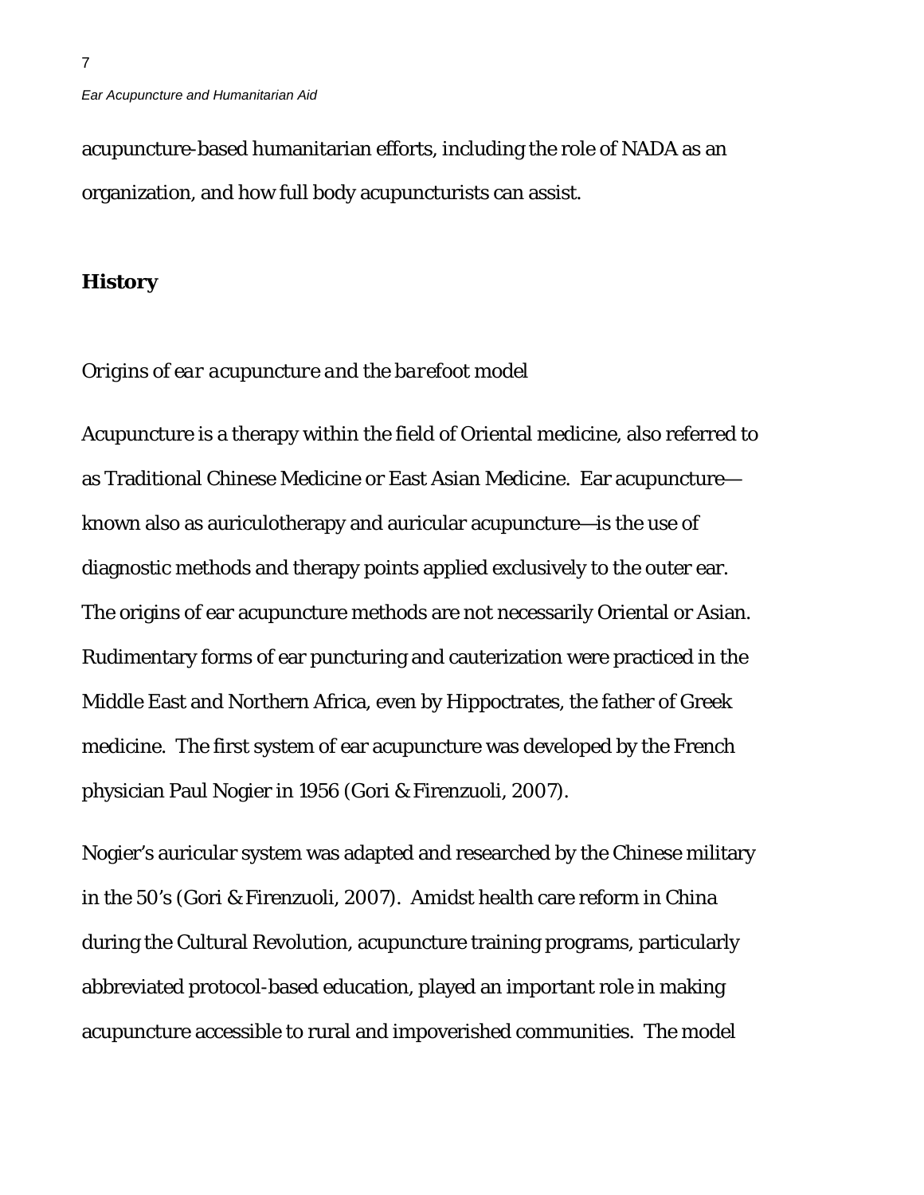acupuncture-based humanitarian efforts, including the role of NADA as an organization, and how full body acupuncturists can assist.

## History

### *Origins of ear acupuncture and the barefoot model*

Acupuncture is a therapy within the field of Oriental medicine, also referred to as Traditional Chinese Medicine or East Asian Medicine. Ear acupuncture—known also as auriculotherapy and auricular acupuncture—is the use of diagnostic methods and therapy points applied exclusively to the outer ear. The origins of ear acupuncture methods are not necessarily Oriental or Asian. Rudimentary forms of ear puncturing and cauterization were practiced in the Middle East and Northern Africa, even by Hippoctrates, the father of Greek medicine. The first system of ear acupuncture was developed by the French physician Paul Nogier in 1956 (Gori & Firenzuoli, 2007).

Nogier's auricular system was adapted and researched by the Chinese military in the 50's (Gori & Firenzuoli, 2007). Amidst health care reform in China during the Cultural Revolution, acupuncture training programs, particularly abbreviated protocol-based education, played an important role in making acupuncture accessible to rural and impoverished communities. The model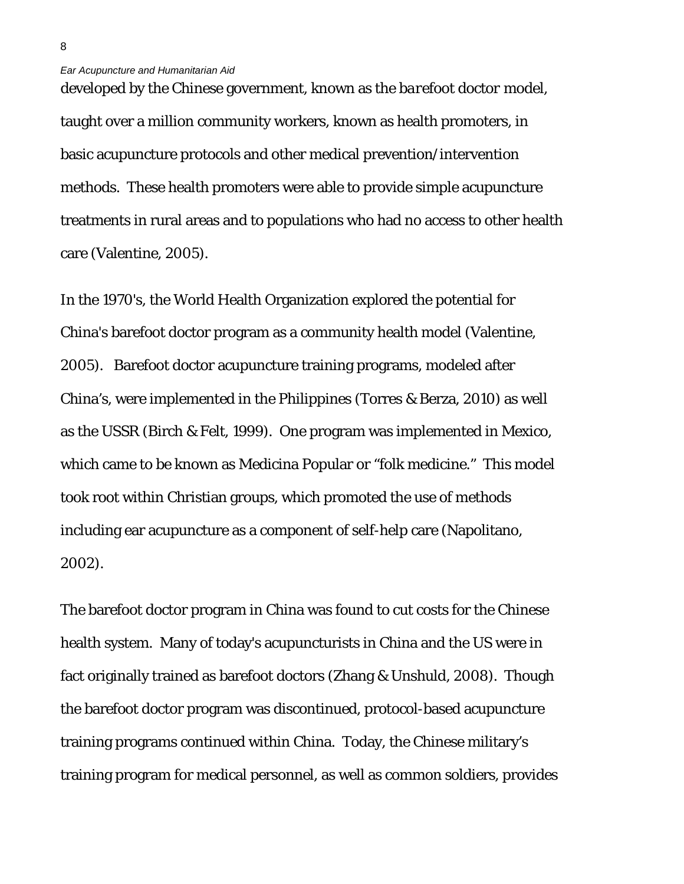developed by the Chinese government, known as the *barefoot doctor* model, taught over a million community workers, known as health promoters, in basic acupuncture protocols and other medical prevention/intervention methods. These health promoters were able to provide simple acupuncture treatments in rural areas and to populations who had no access to other health care (Valentine, 2005).

In the 1970's, the World Health Organization explored the potential for China's barefoot doctor program as a community health model (Valentine, 2005). Barefoot doctor acupuncture training programs, modeled after China's, were implemented in the Philippines (Torres & Berza, 2010) as well as the USSR (Birch & Felt, 1999). One program was implemented in Mexico, which came to be known as Medicina Popular or "folk medicine." This model took root within Christian groups, which promoted the use of methods including ear acupuncture as a component of self-help care (Napolitano, 2002).

The barefoot doctor program in China was found to cut costs for the Chinese health system. Many of today's acupuncturists in China and the US were in fact originally trained as barefoot doctors (Zhang & Unshuld, 2008). Though the barefoot doctor program was discontinued, protocol-based acupuncture training programs continued within China. Today, the Chinese military's training program for medical personnel, as well as common soldiers, provides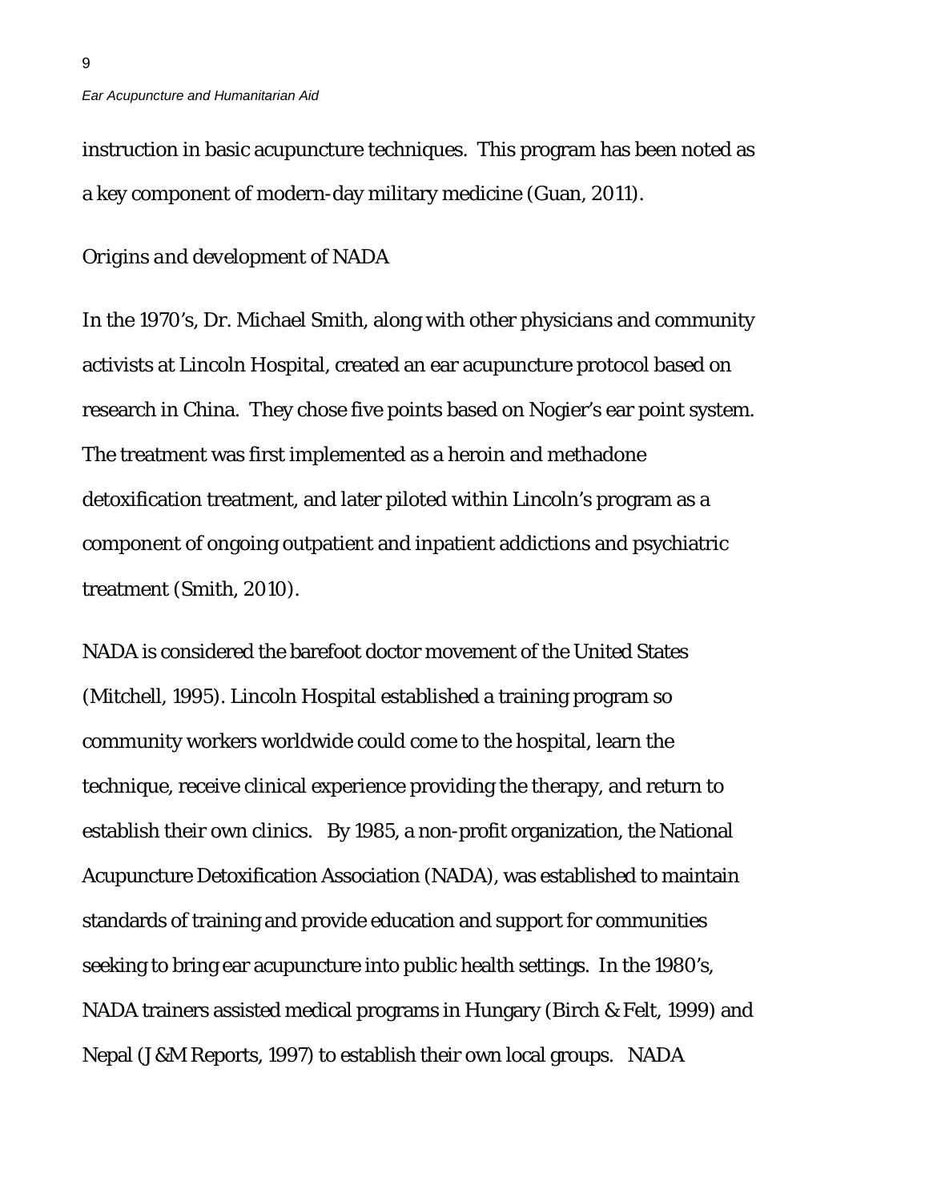instruction in basic acupuncture techniques. This program has been noted as a key component of modern-day military medicine (Guan, 2011).

*Origins and development of NADA*

In the 1970's, Dr. Michael Smith, along with other physicians and community activists at Lincoln Hospital, created an ear acupuncture protocol based on research in China. They chose five points based on Nogier's ear point system. The treatment was first implemented as a heroin and methadone detoxification treatment, and later piloted within Lincoln's program as a component of ongoing outpatient and inpatient addictions and psychiatric treatment (Smith, 2010).

NADA is considered the barefoot doctor movement of the United States (Mitchell, 1995). Lincoln Hospital established a training program so community workers worldwide could come to the hospital, learn the technique, receive clinical experience providing the therapy, and return to establish their own clinics. By 1985, a non-profit organization, the National Acupuncture Detoxification Association (NADA), was established to maintain standards of training and provide education and support for communities seeking to bring ear acupuncture into public health settings. In the 1980's, NADA trainers assisted medical programs in Hungary (Birch & Felt, 1999) and Nepal (J&M Reports, 1997) to establish their own local groups. NADA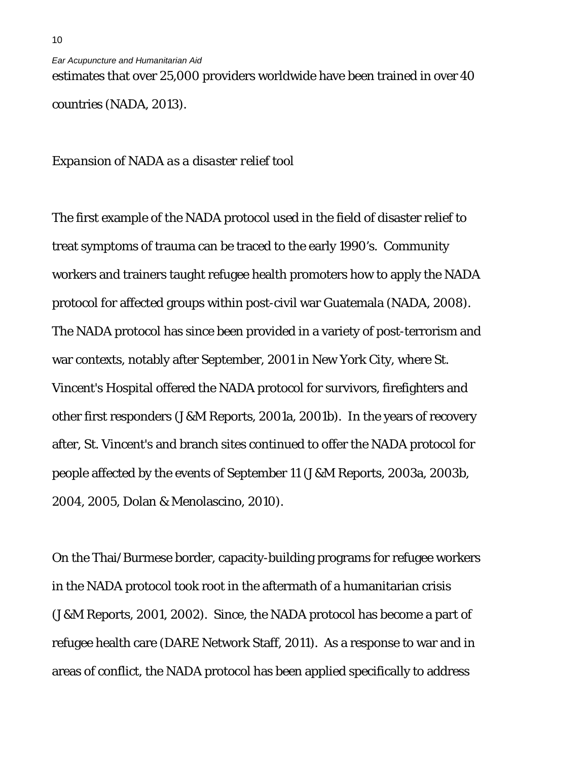estimates that over 25,000 providers worldwide have been trained in over 40 countries (NADA, 2013).

*Expansion of NADA as a disaster relief tool*

The first example of the NADA protocol used in the field of disaster relief to treat symptoms of trauma can be traced to the early 1990's. Community workers and trainers taught refugee health promoters how to apply the NADA protocol for affected groups within post-civil war Guatemala (NADA, 2008). The NADA protocol has since been provided in a variety of post-terrorism and war contexts, notably after September, 2001 in New York City, where St. Vincent's Hospital offered the NADA protocol for survivors, firefighters and other first responders (J&M Reports, 2001a, 2001b). In the years of recovery after, St. Vincent's and branch sites continued to offer the NADA protocol for people affected by the events of September 11 (J&M Reports, 2003a, 2003b, 2004, 2005, Dolan & Menolascino, 2010).

On the Thai/Burmese border, capacity-building programs for refugee workers in the NADA protocol took root in the aftermath of a humanitarian crisis (J&M Reports, 2001, 2002). Since, the NADA protocol has become a part of refugee health care (DARE Network Staff, 2011). As a response to war and in areas of conflict, the NADA protocol has been applied specifically to address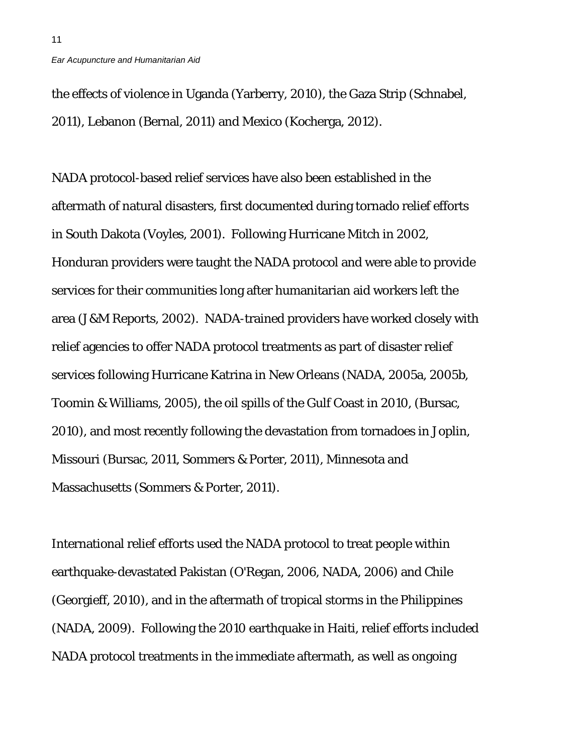the effects of violence in Uganda (Yarberry, 2010), the Gaza Strip (Schnabel, 2011), Lebanon (Bernal, 2011) and Mexico (Kocherga, 2012).

NADA protocol-based relief services have also been established in the aftermath of natural disasters, first documented during tornado relief efforts in South Dakota (Voyles, 2001). Following Hurricane Mitch in 2002, Honduran providers were taught the NADA protocol and were able to provide services for their communities long after humanitarian aid workers left the area (J&M Reports, 2002). NADA-trained providers have worked closely with relief agencies to offer NADA protocol treatments as part of disaster relief services following Hurricane Katrina in New Orleans (NADA, 2005a, 2005b, Toomin & Williams, 2005), the oil spills of the Gulf Coast in 2010, (Bursac, 2010), and most recently following the devastation from tornadoes in Joplin, Missouri (Bursac, 2011, Sommers & Porter, 2011), Minnesota and Massachusetts (Sommers & Porter, 2011).

International relief efforts used the NADA protocol to treat people within earthquake-devastated Pakistan (O'Regan, 2006, NADA, 2006) and Chile (Georgieff, 2010), and in the aftermath of tropical storms in the Philippines (NADA, 2009). Following the 2010 earthquake in Haiti, relief efforts included NADA protocol treatments in the immediate aftermath, as well as ongoing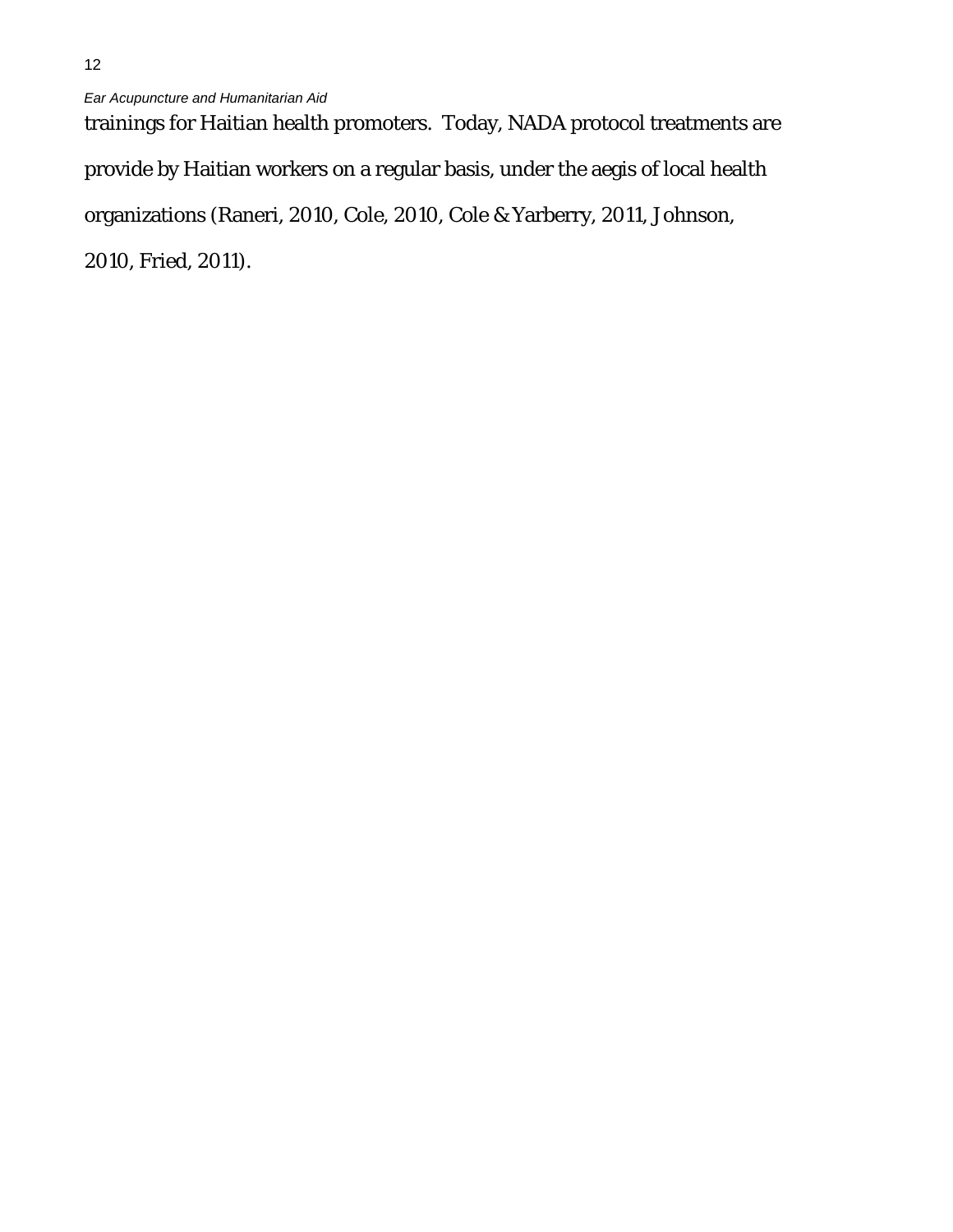trainings for Haitian health promoters. Today, NADA protocol treatments are provide by Haitian workers on a regular basis, under the aegis of local health organizations (Raneri, 2010, Cole, 2010, Cole & Yarberry, 2011, Johnson, 2010, Fried, 2011).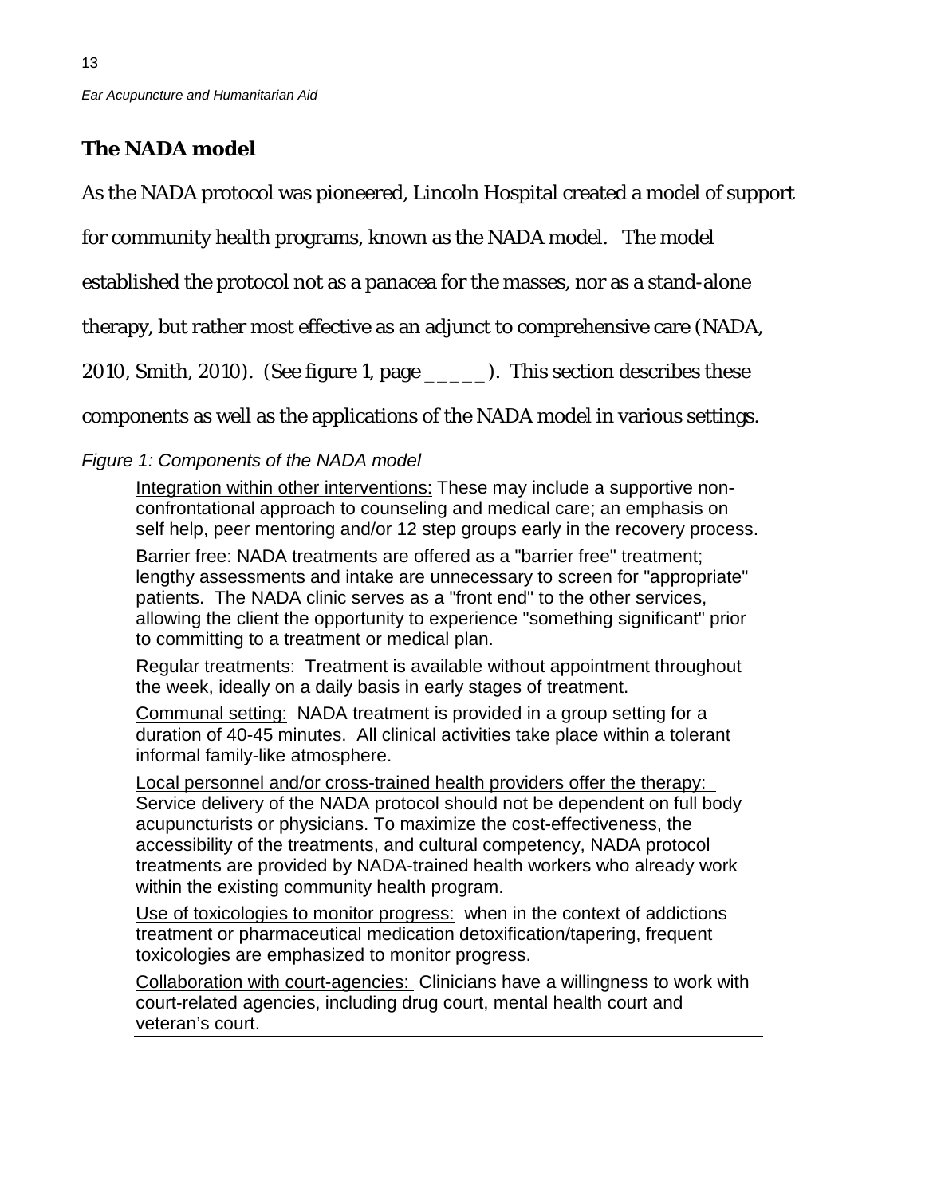## The NADA model

As the NADA protocol was pioneered, Lincoln Hospital created a model of support for community health programs, known as the NADA model. The model established the protocol not as a panacea for the masses, nor as a stand-alone therapy, but rather most effective as an adjunct to comprehensive care (NADA, 2010, Smith, 2010). (See figure 1, page _____). This section describes these components as well as the applications of the NADA model in various settings.

*Figure 1: Components of the NADA model*

Integration within other interventions: These may include a supportive non-confrontational approach to counseling and medical care; an emphasis on self help, peer mentoring and/or 12 step groups early in the recovery process.

Barrier free: NADA treatments are offered as a "barrier free" treatment; lengthy assessments and intake are unnecessary to screen for "appropriate" patients. The NADA clinic serves as a "front end" to the other services, allowing the client the opportunity to experience "something significant" prior to committing to a treatment or medical plan.

Regular treatments: Treatment is available without appointment throughout the week, ideally on a daily basis in early stages of treatment.

Communal setting: NADA treatment is provided in a group setting for a duration of 40-45 minutes. All clinical activities take place within a tolerant informal family-like atmosphere.

Local personnel and/or cross-trained health providers offer the therapy: Service delivery of the NADA protocol should not be dependent on full body acupuncturists or physicians. To maximize the cost-effectiveness, the accessibility of the treatments, and cultural competency, NADA protocol treatments are provided by NADA-trained health workers who already work within the existing community health program.

Use of toxicologies to monitor progress: when in the context of addictions treatment or pharmaceutical medication detoxification/tapering, frequent toxicologies are emphasized to monitor progress.

Collaboration with court-agencies: Clinicians have a willingness to work with court-related agencies, including drug court, mental health court and veteran's court.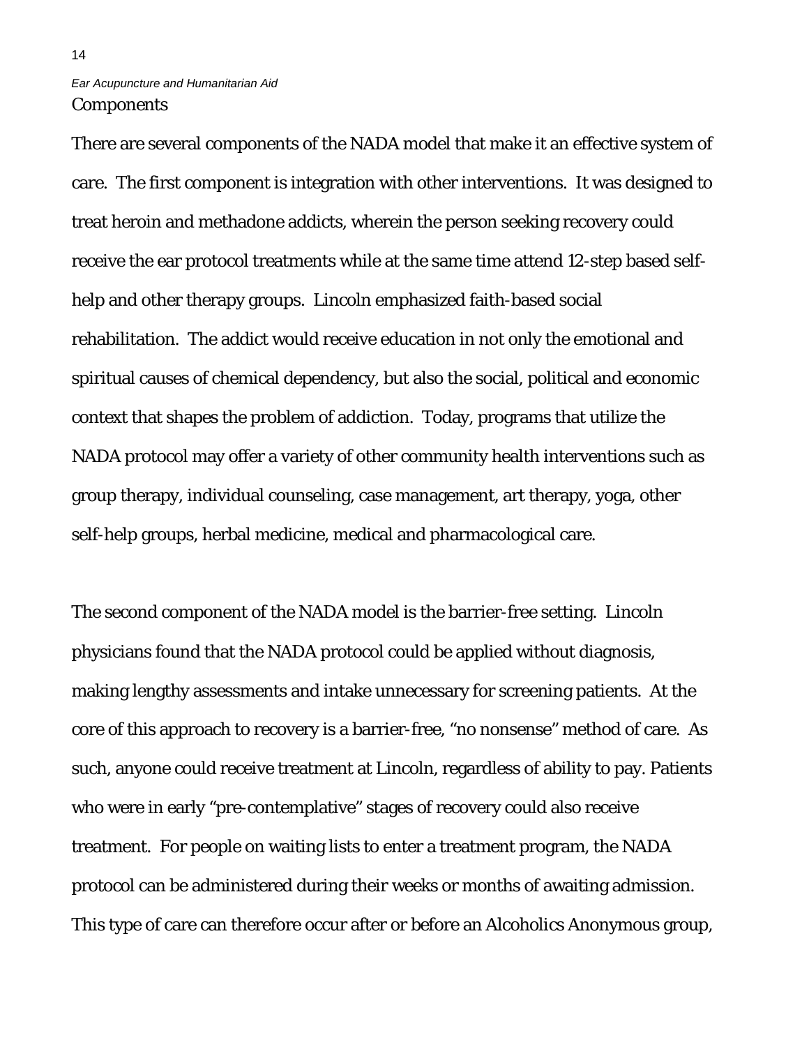## Components

There are several components of the NADA model that make it an effective system of care. The first component is integration with other interventions. It was designed to treat heroin and methadone addicts, wherein the person seeking recovery could receive the ear protocol treatments while at the same time attend 12-step based self-help and other therapy groups. Lincoln emphasized faith-based social rehabilitation. The addict would receive education in not only the emotional and spiritual causes of chemical dependency, but also the social, political and economic context that shapes the problem of addiction. Today, programs that utilize the NADA protocol may offer a variety of other community health interventions such as group therapy, individual counseling, case management, art therapy, yoga, other self-help groups, herbal medicine, medical and pharmacological care.

The second component of the NADA model is the barrier-free setting. Lincoln physicians found that the NADA protocol could be applied without diagnosis, making lengthy assessments and intake unnecessary for screening patients. At the core of this approach to recovery is a barrier-free, "no nonsense" method of care. As such, anyone could receive treatment at Lincoln, regardless of ability to pay. Patients who were in early "pre-contemplative" stages of recovery could also receive treatment. For people on waiting lists to enter a treatment program, the NADA protocol can be administered during their weeks or months of awaiting admission. This type of care can therefore occur after or before an Alcoholics Anonymous group,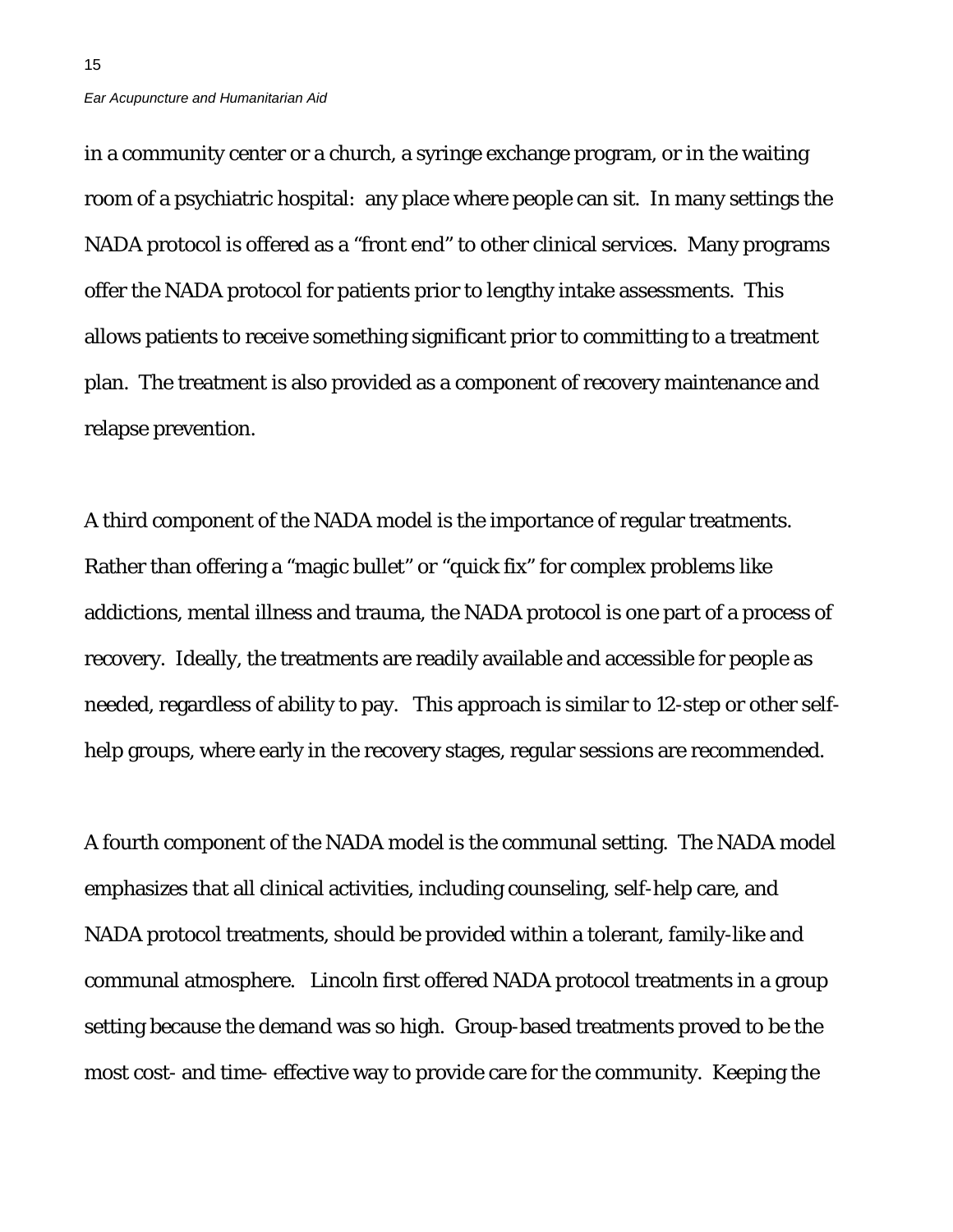in a community center or a church, a syringe exchange program, or in the waiting room of a psychiatric hospital: any place where people can sit. In many settings the NADA protocol is offered as a "front end" to other clinical services. Many programs offer the NADA protocol for patients prior to lengthy intake assessments. This allows patients to receive something significant prior to committing to a treatment plan. The treatment is also provided as a component of recovery maintenance and relapse prevention.

A third component of the NADA model is the importance of regular treatments. Rather than offering a "magic bullet" or "quick fix" for complex problems like addictions, mental illness and trauma, the NADA protocol is one part of a process of recovery. Ideally, the treatments are readily available and accessible for people as needed, regardless of ability to pay. This approach is similar to 12-step or other self-help groups, where early in the recovery stages, regular sessions are recommended.

A fourth component of the NADA model is the communal setting. The NADA model emphasizes that all clinical activities, including counseling, self-help care, and NADA protocol treatments, should be provided within a tolerant, family-like and communal atmosphere. Lincoln first offered NADA protocol treatments in a group setting because the demand was so high. Group-based treatments proved to be the most cost- and time- effective way to provide care for the community. Keeping the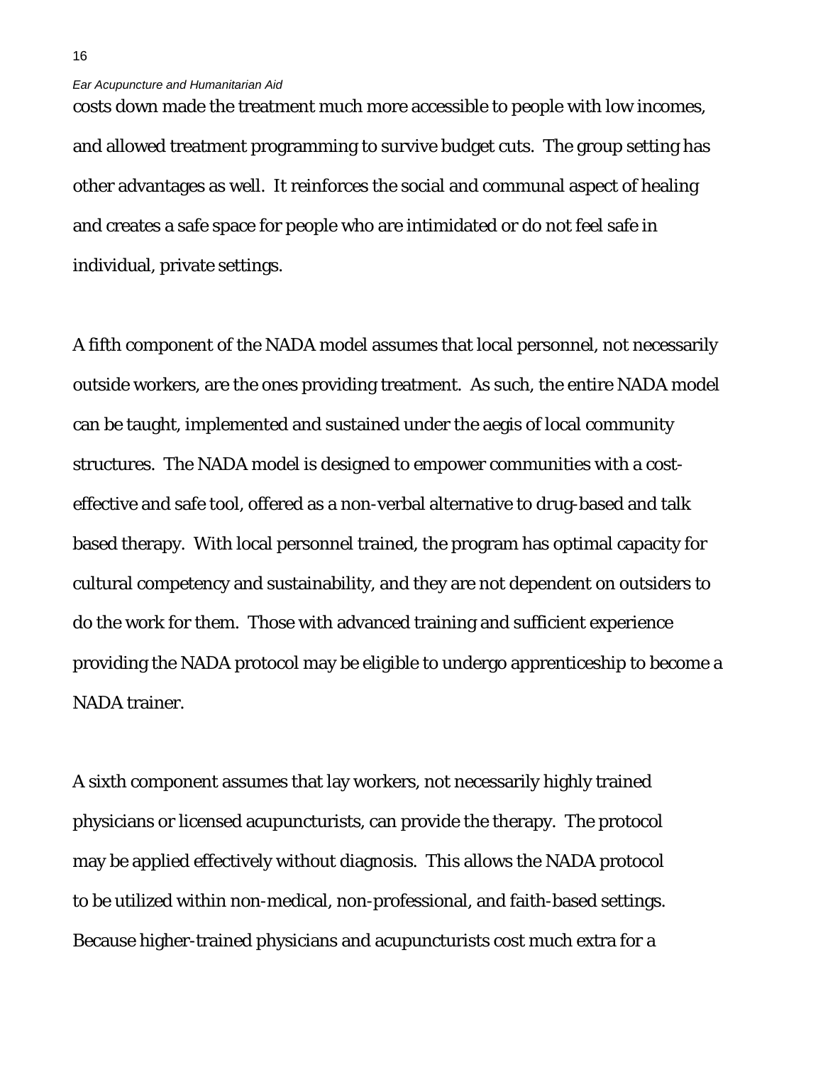costs down made the treatment much more accessible to people with low incomes, and allowed treatment programming to survive budget cuts. The group setting has other advantages as well. It reinforces the social and communal aspect of healing and creates a safe space for people who are intimidated or do not feel safe in individual, private settings.

A fifth component of the NADA model assumes that local personnel, not necessarily outside workers, are the ones providing treatment. As such, the entire NADA model can be taught, implemented and sustained under the aegis of local community structures. The NADA model is designed to empower communities with a cost-effective and safe tool, offered as a non-verbal alternative to drug-based and talk based therapy. With local personnel trained, the program has optimal capacity for cultural competency and sustainability, and they are not dependent on outsiders to do the work for them. Those with advanced training and sufficient experience providing the NADA protocol may be eligible to undergo apprenticeship to become a NADA trainer.

A sixth component assumes that lay workers, not necessarily highly trained physicians or licensed acupuncturists, can provide the therapy. The protocol may be applied effectively without diagnosis. This allows the NADA protocol to be utilized within non-medical, non-professional, and faith-based settings. Because higher-trained physicians and acupuncturists cost much extra for a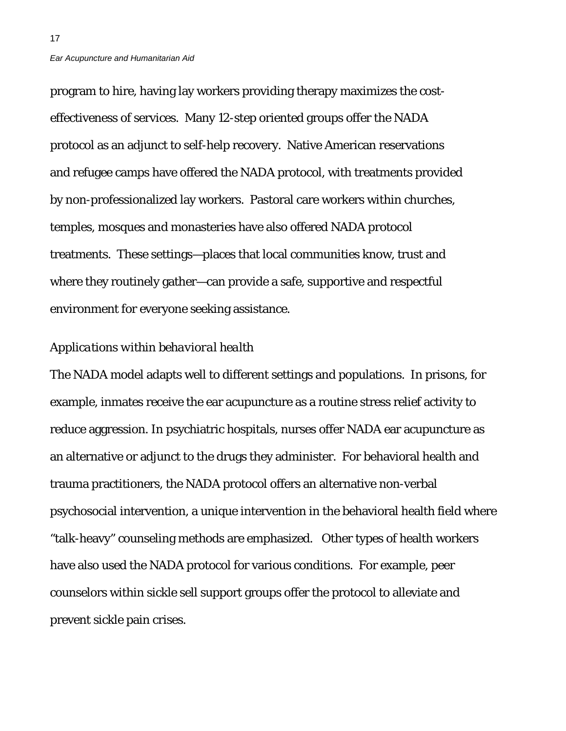program to hire, having lay workers providing therapy maximizes the cost-effectiveness of services. Many 12-step oriented groups offer the NADA protocol as an adjunct to self-help recovery. Native American reservations and refugee camps have offered the NADA protocol, with treatments provided by non-professionalized lay workers. Pastoral care workers within churches, temples, mosques and monasteries have also offered NADA protocol treatments. These settings—places that local communities know, trust and where they routinely gather—can provide a safe, supportive and respectful environment for everyone seeking assistance.

### *Applications within behavioral health*

The NADA model adapts well to different settings and populations. In prisons, for example, inmates receive the ear acupuncture as a routine stress relief activity to reduce aggression. In psychiatric hospitals, nurses offer NADA ear acupuncture as an alternative or adjunct to the drugs they administer. For behavioral health and trauma practitioners, the NADA protocol offers an alternative non-verbal psychosocial intervention, a unique intervention in the behavioral health field where "talk-heavy" counseling methods are emphasized. Other types of health workers have also used the NADA protocol for various conditions. For example, peer counselors within sickle sell support groups offer the protocol to alleviate and prevent sickle pain crises.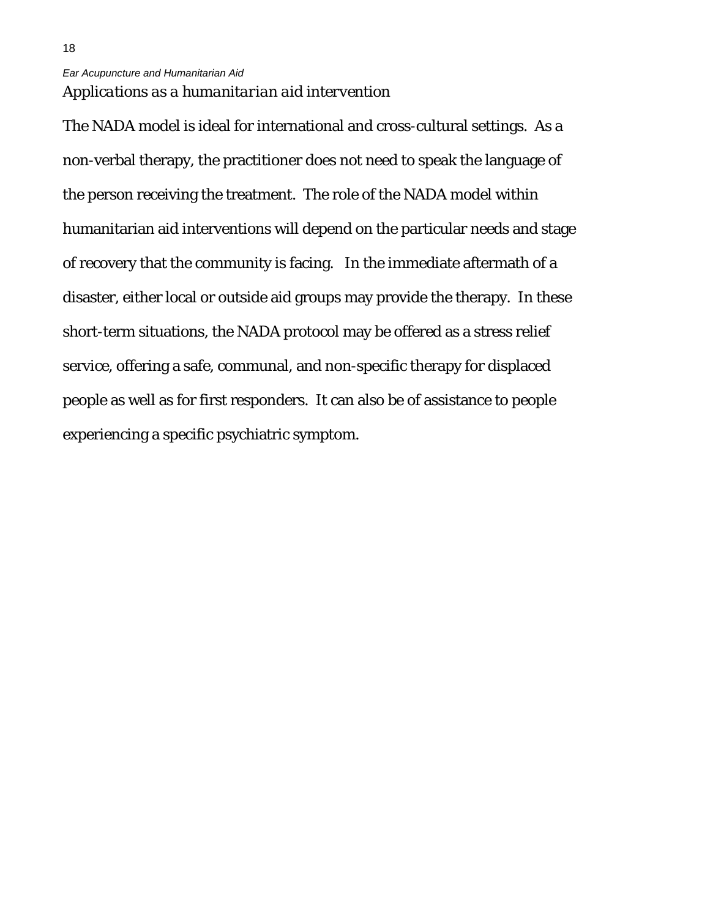*Applications as a humanitarian aid intervention*

The NADA model is ideal for international and cross-cultural settings. As a non-verbal therapy, the practitioner does not need to speak the language of the person receiving the treatment. The role of the NADA model within humanitarian aid interventions will depend on the particular needs and stage of recovery that the community is facing. In the immediate aftermath of a disaster, either local or outside aid groups may provide the therapy. In these short-term situations, the NADA protocol may be offered as a stress relief service, offering a safe, communal, and non-specific therapy for displaced people as well as for first responders. It can also be of assistance to people experiencing a specific psychiatric symptom.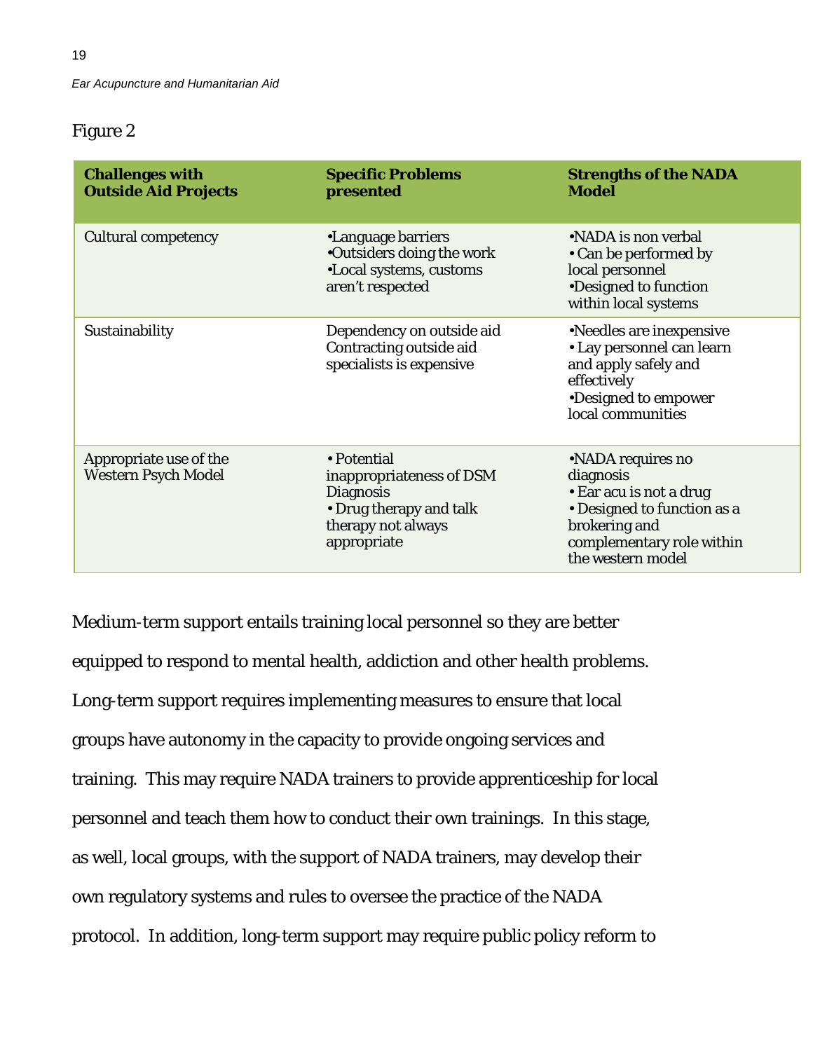Figure 2

| **Challenges with Outside Aid Projects** | **Specific Problems presented** | **Strengths of the NADA Model** |
|---|---|---|
| Cultural competency | •Language barriers<br>•Outsiders doing the work<br>•Local systems, customs aren't respected | •NADA is non verbal<br>• Can be performed by local personnel<br>•Designed to function within local systems |
| Sustainability | Dependency on outside aid<br>Contracting outside aid specialists is expensive | •Needles are inexpensive<br>• Lay personnel can learn and apply safely and effectively<br>•Designed to empower local communities |
| Appropriate use of the Western Psych Model | • Potential inappropriateness of DSM Diagnosis<br>• Drug therapy and talk therapy not always appropriate | •NADA requires no diagnosis<br>• Ear acu is not a drug<br>• Designed to function as a brokering and complementary role within the western model |

Medium-term support entails training local personnel so they are better equipped to respond to mental health, addiction and other health problems. Long-term support requires implementing measures to ensure that local groups have autonomy in the capacity to provide ongoing services and training. This may require NADA trainers to provide apprenticeship for local personnel and teach them how to conduct their own trainings. In this stage, as well, local groups, with the support of NADA trainers, may develop their own regulatory systems and rules to oversee the practice of the NADA protocol. In addition, long-term support may require public policy reform to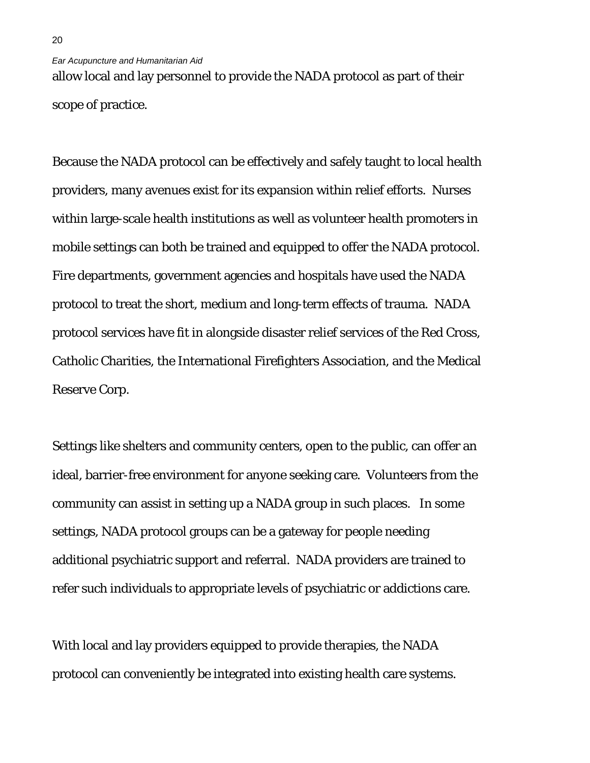allow local and lay personnel to provide the NADA protocol as part of their scope of practice.

Because the NADA protocol can be effectively and safely taught to local health providers, many avenues exist for its expansion within relief efforts. Nurses within large-scale health institutions as well as volunteer health promoters in mobile settings can both be trained and equipped to offer the NADA protocol. Fire departments, government agencies and hospitals have used the NADA protocol to treat the short, medium and long-term effects of trauma. NADA protocol services have fit in alongside disaster relief services of the Red Cross, Catholic Charities, the International Firefighters Association, and the Medical Reserve Corp.

Settings like shelters and community centers, open to the public, can offer an ideal, barrier-free environment for anyone seeking care. Volunteers from the community can assist in setting up a NADA group in such places. In some settings, NADA protocol groups can be a gateway for people needing additional psychiatric support and referral. NADA providers are trained to refer such individuals to appropriate levels of psychiatric or addictions care.

With local and lay providers equipped to provide therapies, the NADA protocol can conveniently be integrated into existing health care systems.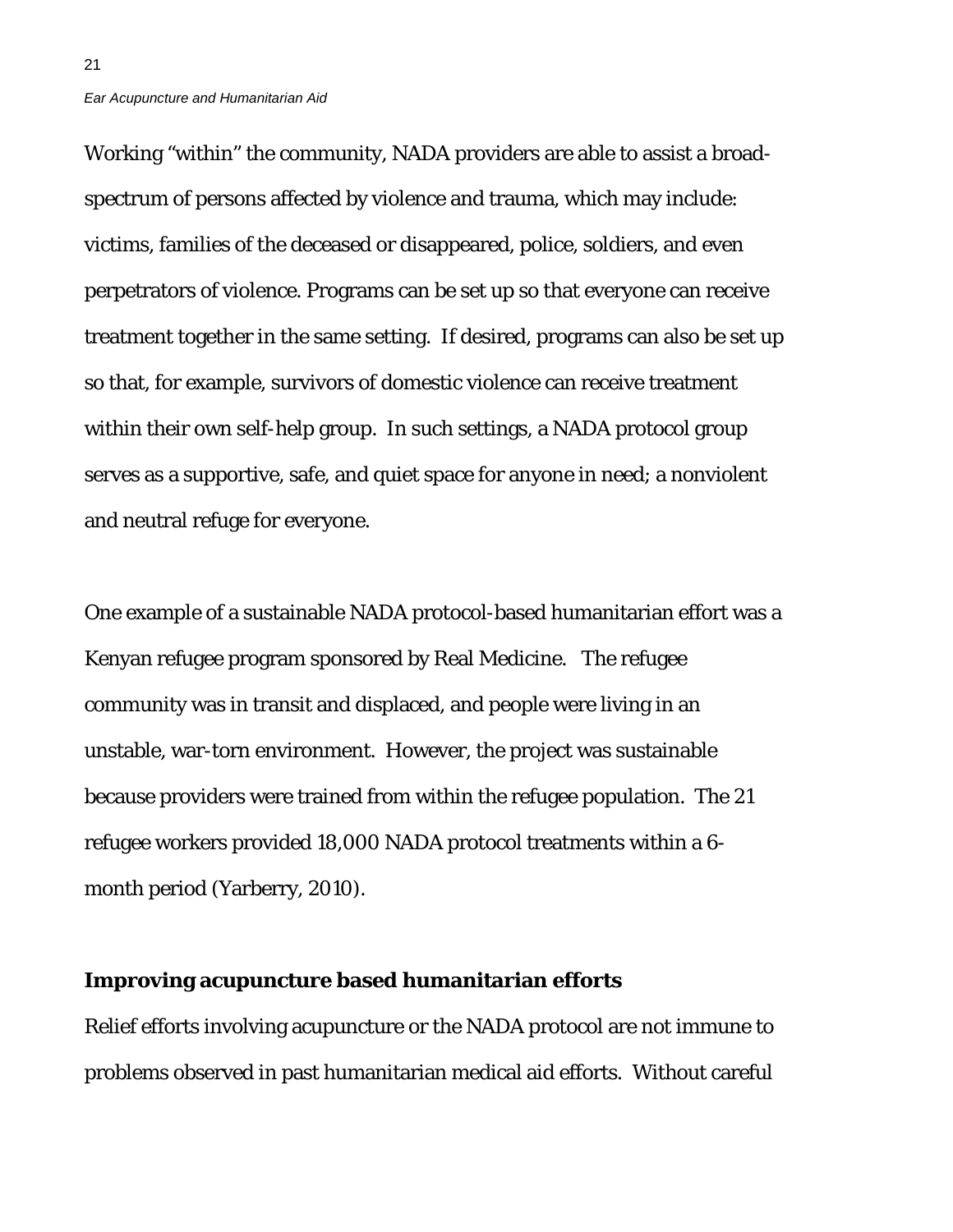Working "within" the community, NADA providers are able to assist a broad-spectrum of persons affected by violence and trauma, which may include: victims, families of the deceased or disappeared, police, soldiers, and even perpetrators of violence. Programs can be set up so that everyone can receive treatment together in the same setting. If desired, programs can also be set up so that, for example, survivors of domestic violence can receive treatment within their own self-help group. In such settings, a NADA protocol group serves as a supportive, safe, and quiet space for anyone in need; a nonviolent and neutral refuge for everyone.

One example of a sustainable NADA protocol-based humanitarian effort was a Kenyan refugee program sponsored by Real Medicine. The refugee community was in transit and displaced, and people were living in an unstable, war-torn environment. However, the project was sustainable because providers were trained from within the refugee population. The 21 refugee workers provided 18,000 NADA protocol treatments within a 6-month period (Yarberry, 2010).

**Improving acupuncture based humanitarian efforts**

Relief efforts involving acupuncture or the NADA protocol are not immune to problems observed in past humanitarian medical aid efforts. Without careful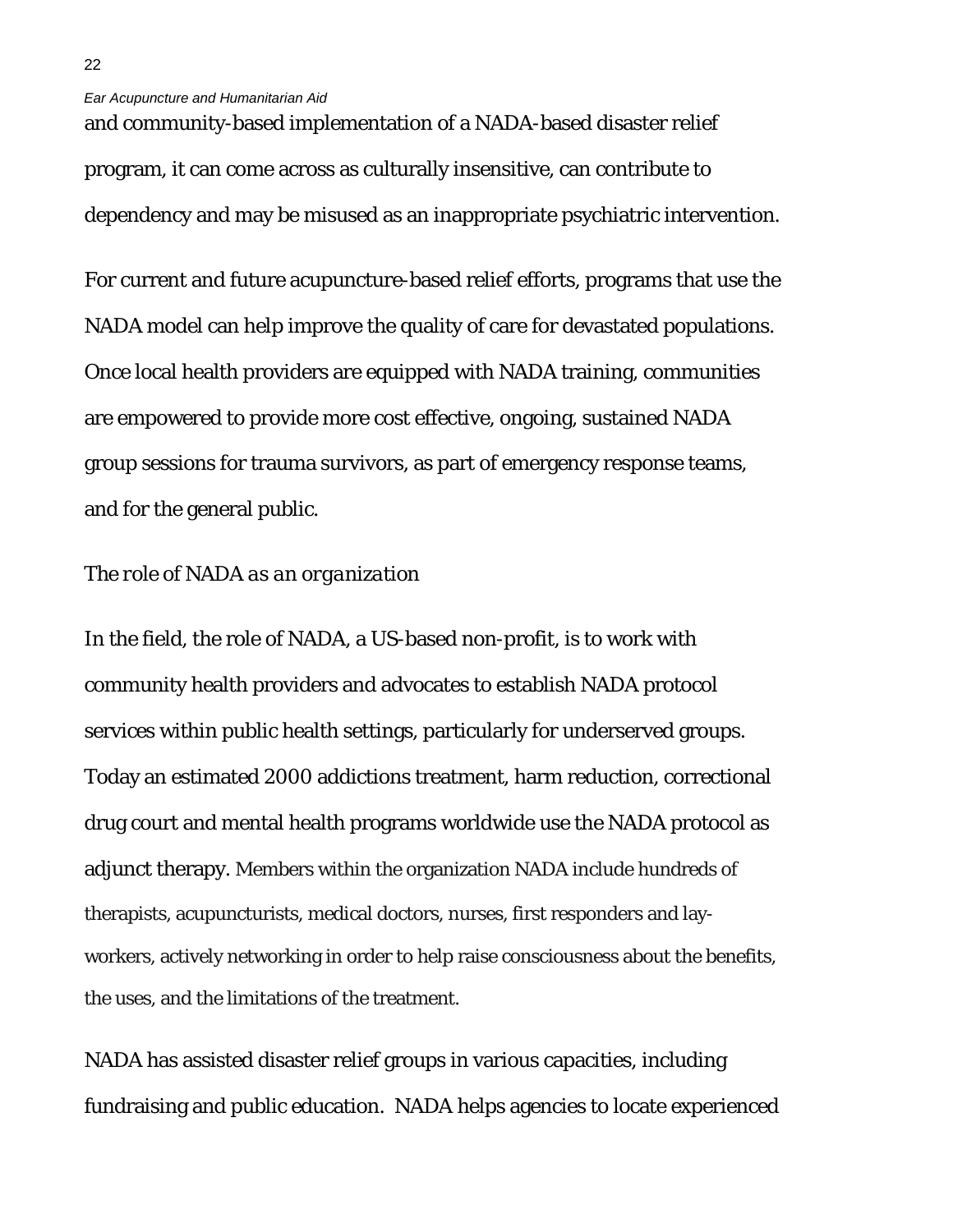and community-based implementation of a NADA-based disaster relief program, it can come across as culturally insensitive, can contribute to dependency and may be misused as an inappropriate psychiatric intervention.

For current and future acupuncture-based relief efforts, programs that use the NADA model can help improve the quality of care for devastated populations. Once local health providers are equipped with NADA training, communities are empowered to provide more cost effective, ongoing, sustained NADA group sessions for trauma survivors, as part of emergency response teams, and for the general public.

*The role of NADA as an organization*

In the field, the role of NADA, a US-based non-profit, is to work with community health providers and advocates to establish NADA protocol services within public health settings, particularly for underserved groups. Today an estimated 2000 addictions treatment, harm reduction, correctional drug court and mental health programs worldwide use the NADA protocol as adjunct therapy. Members within the organization NADA include hundreds of therapists, acupuncturists, medical doctors, nurses, first responders and lay-workers, actively networking in order to help raise consciousness about the benefits, the uses, and the limitations of the treatment.

NADA has assisted disaster relief groups in various capacities, including fundraising and public education. NADA helps agencies to locate experienced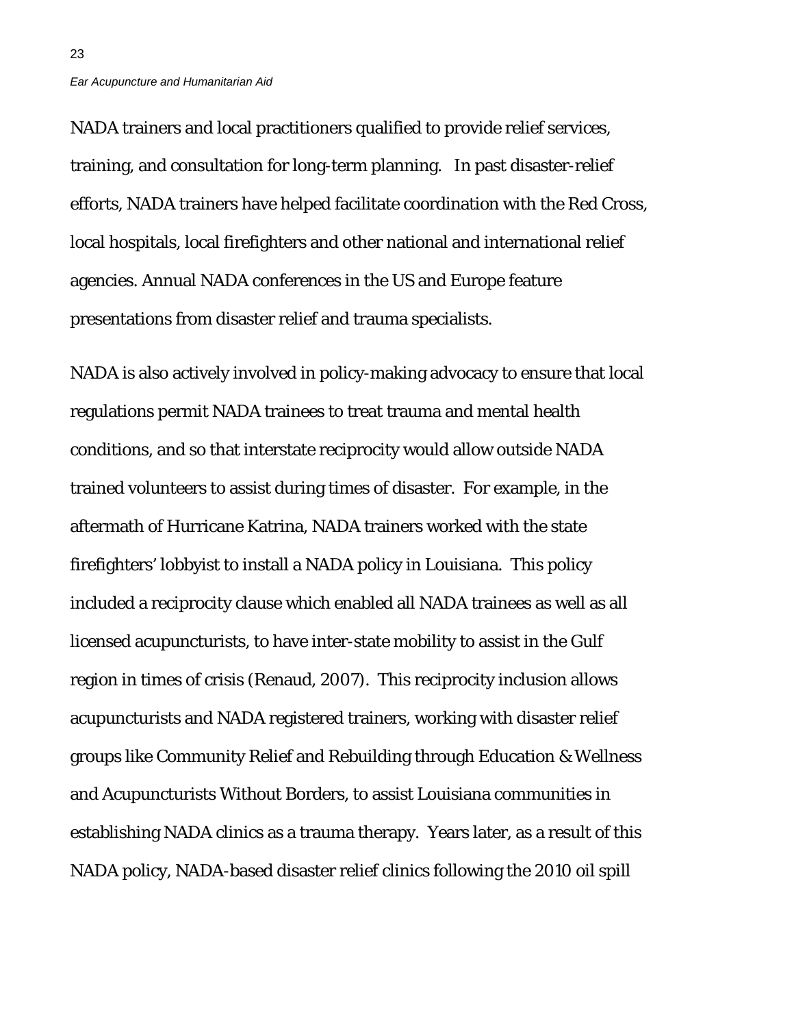NADA trainers and local practitioners qualified to provide relief services, training, and consultation for long-term planning. In past disaster-relief efforts, NADA trainers have helped facilitate coordination with the Red Cross, local hospitals, local firefighters and other national and international relief agencies. Annual NADA conferences in the US and Europe feature presentations from disaster relief and trauma specialists.

NADA is also actively involved in policy-making advocacy to ensure that local regulations permit NADA trainees to treat trauma and mental health conditions, and so that interstate reciprocity would allow outside NADA trained volunteers to assist during times of disaster. For example, in the aftermath of Hurricane Katrina, NADA trainers worked with the state firefighters' lobbyist to install a NADA policy in Louisiana. This policy included a reciprocity clause which enabled all NADA trainees as well as all licensed acupuncturists, to have inter-state mobility to assist in the Gulf region in times of crisis (Renaud, 2007). This reciprocity inclusion allows acupuncturists and NADA registered trainers, working with disaster relief groups like Community Relief and Rebuilding through Education & Wellness and Acupuncturists Without Borders, to assist Louisiana communities in establishing NADA clinics as a trauma therapy. Years later, as a result of this NADA policy, NADA-based disaster relief clinics following the 2010 oil spill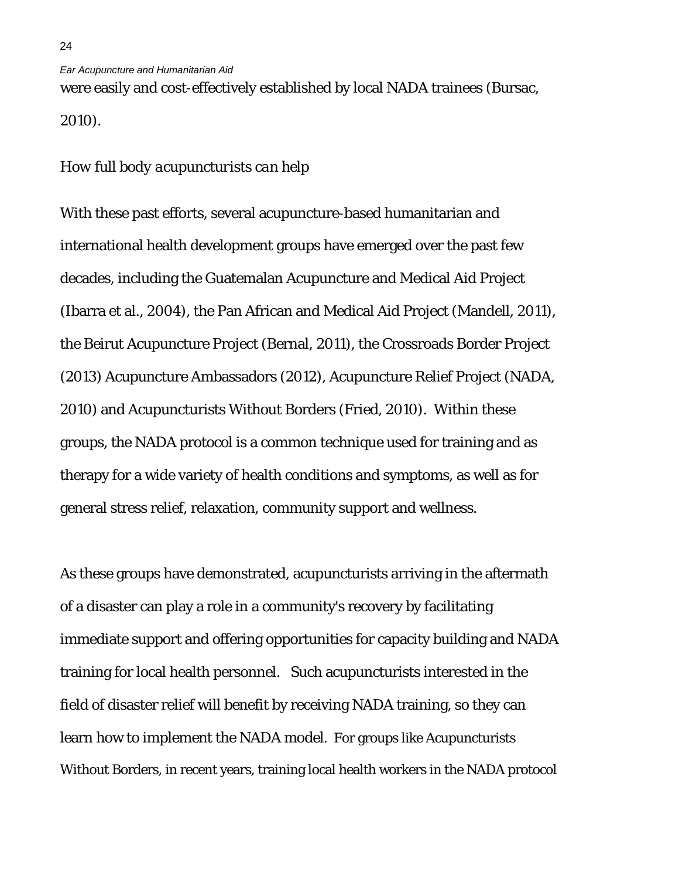were easily and cost-effectively established by local NADA trainees (Bursac, 2010).

## How full body *acupuncturists can help*

With these past efforts, several acupuncture-based humanitarian and international health development groups have emerged over the past few decades, including the Guatemalan Acupuncture and Medical Aid Project (Ibarra et al., 2004), the Pan African and Medical Aid Project (Mandell, 2011), the Beirut Acupuncture Project (Bernal, 2011), the Crossroads Border Project (2013) Acupuncture Ambassadors (2012), Acupuncture Relief Project (NADA, 2010) and Acupuncturists Without Borders (Fried, 2010). Within these groups, the NADA protocol is a common technique used for training and as therapy for a wide variety of health conditions and symptoms, as well as for general stress relief, relaxation, community support and wellness.

As these groups have demonstrated, acupuncturists arriving in the aftermath of a disaster can play a role in a community's recovery by facilitating immediate support and offering opportunities for capacity building and NADA training for local health personnel. Such acupuncturists interested in the field of disaster relief will benefit by receiving NADA training, so they can learn how to implement the NADA model. For groups like Acupuncturists Without Borders, in recent years, training local health workers in the NADA protocol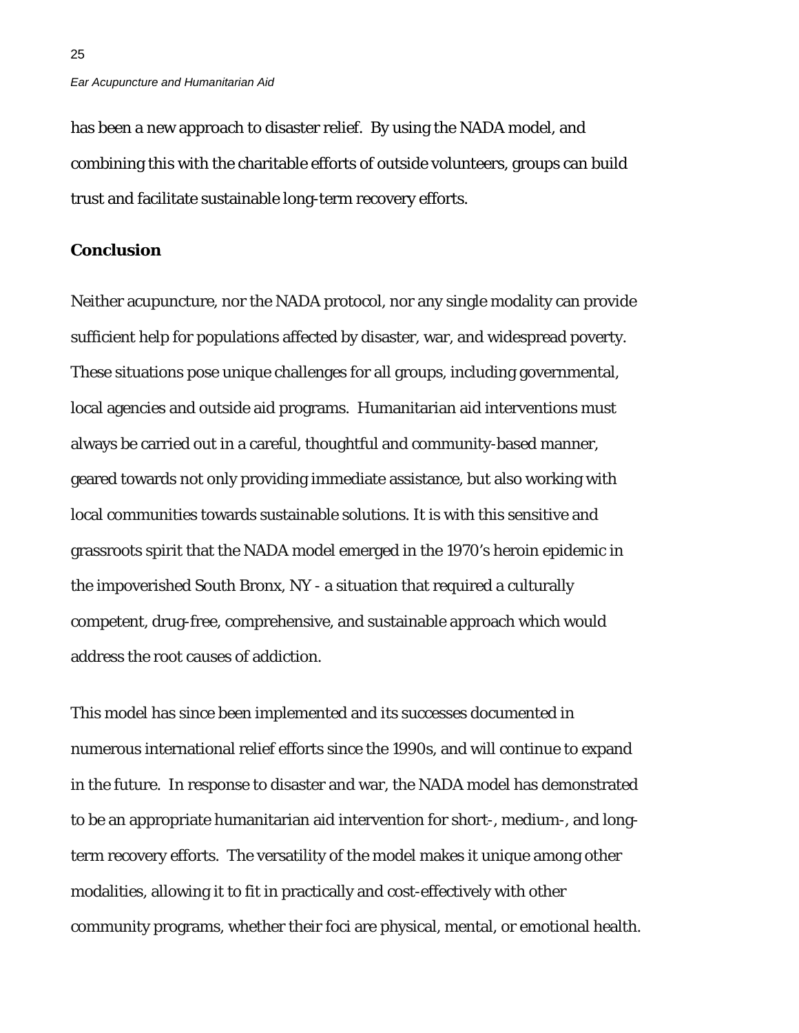has been a new approach to disaster relief. By using the NADA model, and combining this with the charitable efforts of outside volunteers, groups can build trust and facilitate sustainable long-term recovery efforts.

## Conclusion

Neither acupuncture, nor the NADA protocol, nor any single modality can provide sufficient help for populations affected by disaster, war, and widespread poverty. These situations pose unique challenges for all groups, including governmental, local agencies and outside aid programs. Humanitarian aid interventions must always be carried out in a careful, thoughtful and community-based manner, geared towards not only providing immediate assistance, but also working with local communities towards sustainable solutions. It is with this sensitive and grassroots spirit that the NADA model emerged in the 1970's heroin epidemic in the impoverished South Bronx, NY - a situation that required a culturally competent, drug-free, comprehensive, and sustainable approach which would address the root causes of addiction.

This model has since been implemented and its successes documented in numerous international relief efforts since the 1990s, and will continue to expand in the future. In response to disaster and war, the NADA model has demonstrated to be an appropriate humanitarian aid intervention for short-, medium-, and long-term recovery efforts. The versatility of the model makes it unique among other modalities, allowing it to fit in practically and cost-effectively with other community programs, whether their foci are physical, mental, or emotional health.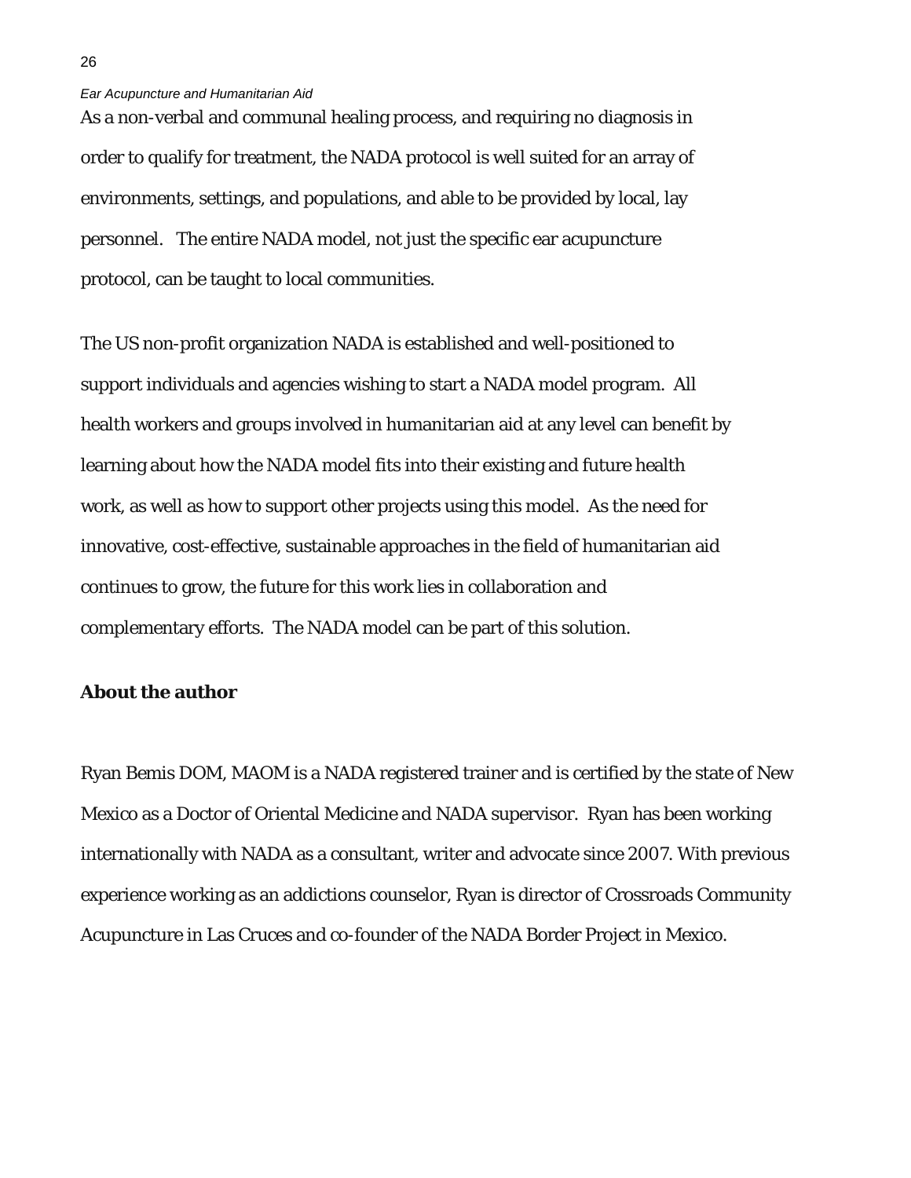As a non-verbal and communal healing process, and requiring no diagnosis in order to qualify for treatment, the NADA protocol is well suited for an array of environments, settings, and populations, and able to be provided by local, lay personnel. The entire NADA model, not just the specific ear acupuncture protocol, can be taught to local communities.

The US non-profit organization NADA is established and well-positioned to support individuals and agencies wishing to start a NADA model program. All health workers and groups involved in humanitarian aid at any level can benefit by learning about how the NADA model fits into their existing and future health work, as well as how to support other projects using this model. As the need for innovative, cost-effective, sustainable approaches in the field of humanitarian aid continues to grow, the future for this work lies in collaboration and complementary efforts. The NADA model can be part of this solution.

**About the author**

Ryan Bemis DOM, MAOM is a NADA registered trainer and is certified by the state of New Mexico as a Doctor of Oriental Medicine and NADA supervisor. Ryan has been working internationally with NADA as a consultant, writer and advocate since 2007. With previous experience working as an addictions counselor, Ryan is director of Crossroads Community Acupuncture in Las Cruces and co-founder of the NADA Border Project in Mexico.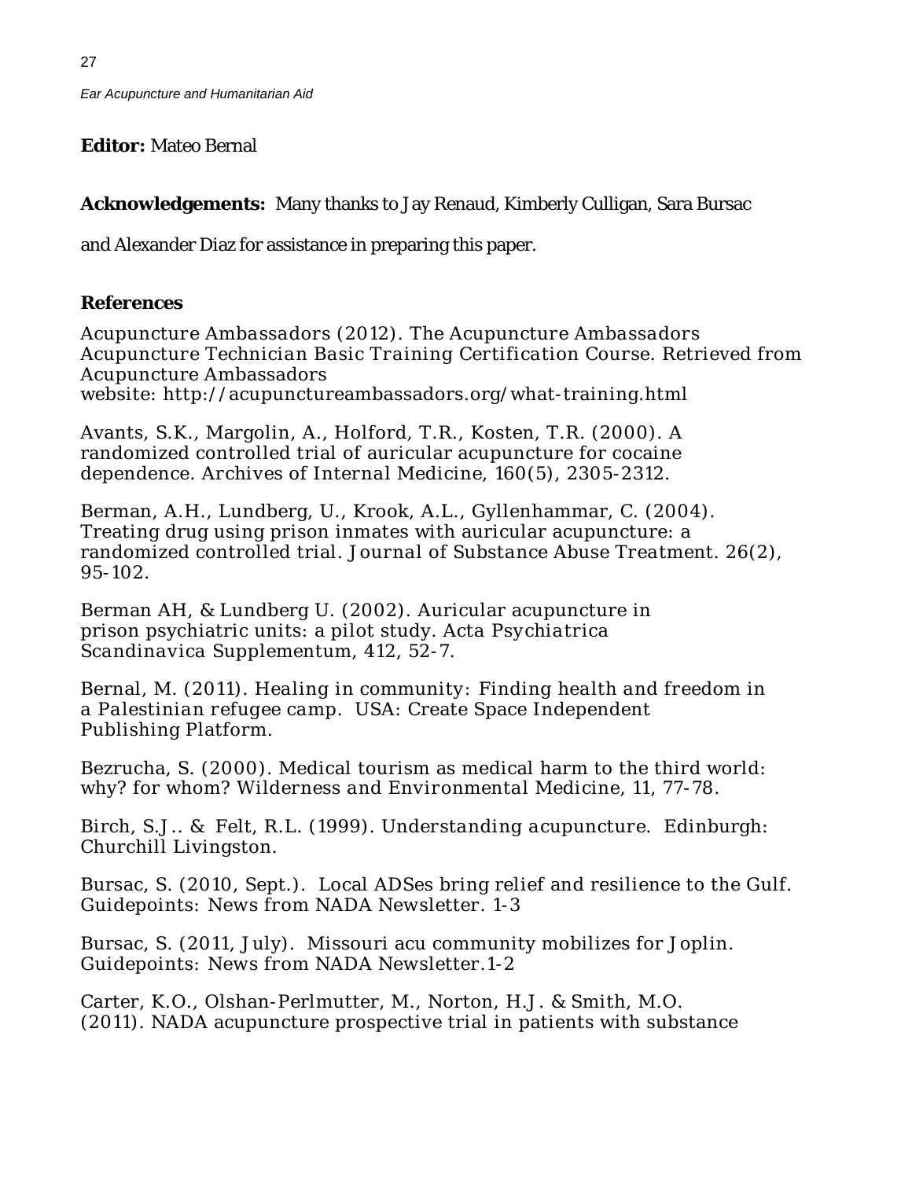**Editor:** Mateo Bernal

**Acknowledgements:** Many thanks to Jay Renaud, Kimberly Culligan, Sara Bursac and Alexander Diaz for assistance in preparing this paper.

**References**

Acupuncture Ambassadors (2012). The Acupuncture Ambassadors Acupuncture Technician Basic Training Certification Course. Retrieved from Acupuncture Ambassadors website: http://acupunctureambassadors.org/what-training.html

Avants, S.K., Margolin, A., Holford, T.R., Kosten, T.R. (2000). A randomized controlled trial of auricular acupuncture for cocaine dependence. *Archives of Internal Medicine*, 160(5), 2305-2312.

Berman, A.H., Lundberg, U., Krook, A.L., Gyllenhammar, C. (2004). Treating drug using prison inmates with auricular acupuncture: a randomized controlled trial. *Journal of Substance Abuse Treatment*. 26(2), 95-102.

Berman AH, & Lundberg U. (2002). Auricular acupuncture in prison psychiatric units: a pilot study. *Acta Psychiatrica Scandinavica Supplementum*, 412, 52-7.

Bernal, M. (2011). *Healing in community: Finding health and freedom in a Palestinian refugee camp*. USA: Create Space Independent Publishing Platform.

Bezrucha, S. (2000). Medical tourism as medical harm to the third world: why? for whom? *Wilderness and Environmental Medicine*, 11, 77-78.

Birch, S.J.. & Felt, R.L. (1999). *Understanding acupuncture*. Edinburgh: Churchill Livingston.

Bursac, S. (2010, Sept.). Local ADSes bring relief and resilience to the Gulf. *Guidepoints: News from NADA Newsletter*. 1-3

Bursac, S. (2011, July). Missouri acu community mobilizes for Joplin. *Guidepoints: News from NADA Newsletter*.1-2

Carter, K.O., Olshan-Perlmutter, M., Norton, H.J. & Smith, M.O. (2011). NADA acupuncture prospective trial in patients with substance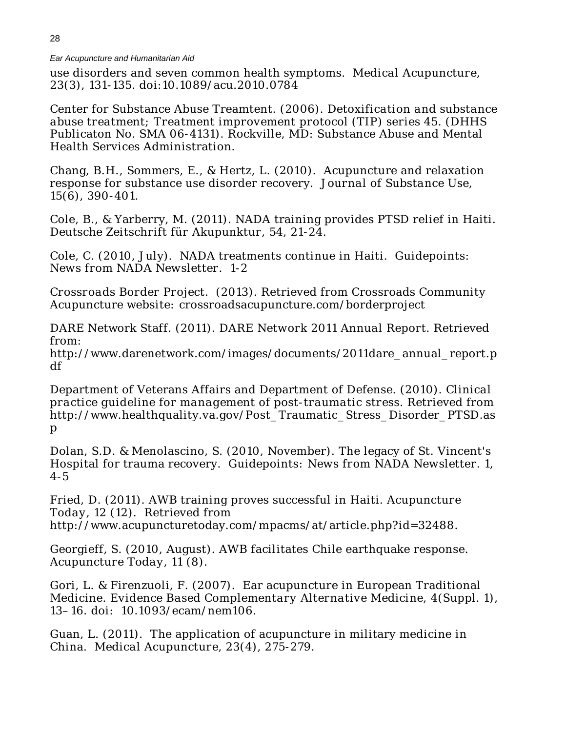use disorders and seven common health symptoms. Medical Acupuncture, 23(3), 131-135. doi:10.1089/acu.2010.0784

Center for Substance Abuse Treamtent. (2006). Detoxification and substance abuse treatment; Treatment improvement protocol (TIP) series 45. (DHHS Publicaton No. SMA 06-4131). Rockville, MD: Substance Abuse and Mental Health Services Administration.

Chang, B.H., Sommers, E., & Hertz, L. (2010). Acupuncture and relaxation response for substance use disorder recovery. Journal of Substance Use, 15(6), 390-401.

Cole, B., & Yarberry, M. (2011). NADA training provides PTSD relief in Haiti. Deutsche Zeitschrift für Akupunktur, 54, 21-24.

Cole, C. (2010, July). NADA treatments continue in Haiti. Guidepoints: News from NADA Newsletter. 1-2

Crossroads Border Project. (2013). Retrieved from Crossroads Community Acupuncture website: crossroadsacupuncture.com/borderproject

DARE Network Staff. (2011). DARE Network 2011 Annual Report. Retrieved from:
http://www.darenetwork.com/images/documents/2011dare_annual_report.pdf

Department of Veterans Affairs and Department of Defense. (2010). Clinical practice guideline for management of post-traumatic stress. Retrieved from http://www.healthquality.va.gov/Post_Traumatic_Stress_Disorder_PTSD.asp

Dolan, S.D. & Menolascino, S. (2010, November). The legacy of St. Vincent's Hospital for trauma recovery. Guidepoints: News from NADA Newsletter. 1, 4-5

Fried, D. (2011). AWB training proves successful in Haiti. Acupuncture Today, 12 (12). Retrieved from
http://www.acupuncturetoday.com/mpacms/at/article.php?id=32488.

Georgieff, S. (2010, August). AWB facilitates Chile earthquake response. Acupuncture Today, 11 (8).

Gori, L. & Firenzuoli, F. (2007). Ear acupuncture in European Traditional Medicine. Evidence Based Complementary Alternative Medicine, 4(Suppl. 1), 13–16. doi: 10.1093/ecam/nem106.

Guan, L. (2011). The application of acupuncture in military medicine in China. Medical Acupuncture, 23(4), 275-279.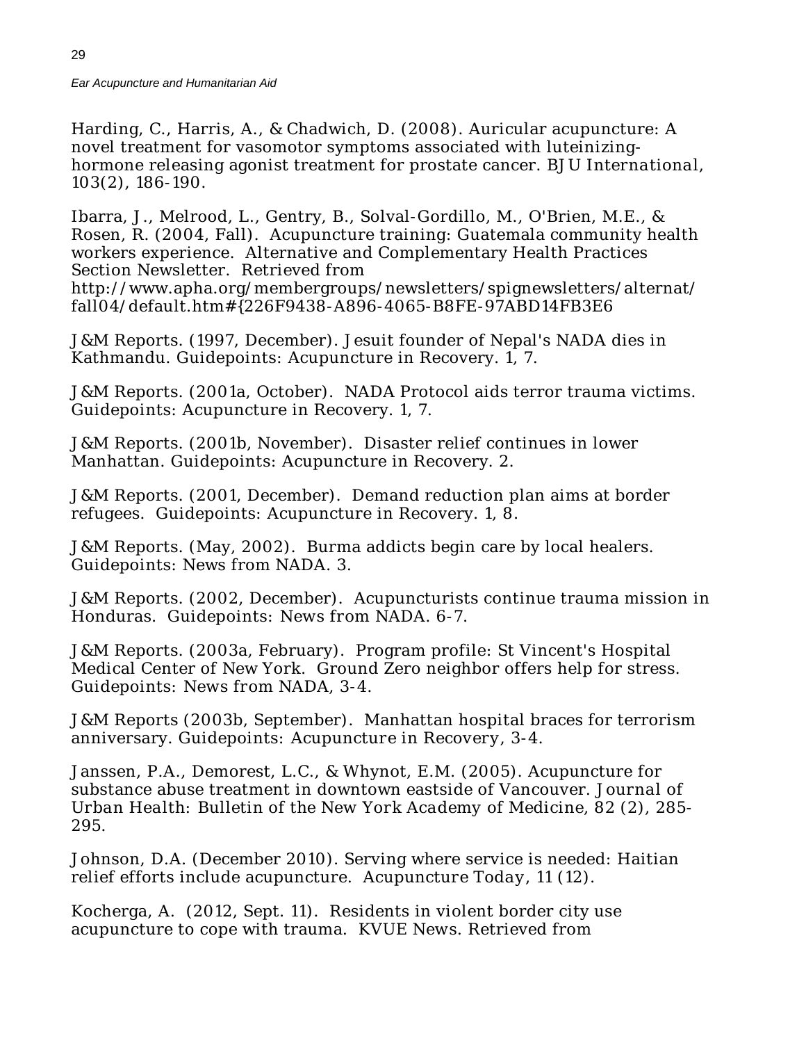Harding, C., Harris, A., & Chadwich, D. (2008). Auricular acupuncture: A novel treatment for vasomotor symptoms associated with luteinizing-hormone releasing agonist treatment for prostate cancer. BJU International, 103(2), 186-190.

Ibarra, J., Melrood, L., Gentry, B., Solval-Gordillo, M., O'Brien, M.E., & Rosen, R. (2004, Fall). Acupuncture training: Guatemala community health workers experience. Alternative and Complementary Health Practices Section Newsletter. Retrieved from http://www.apha.org/membergroups/newsletters/spignewsletters/alternat/fall04/default.htm#{226F9438-A896-4065-B8FE-97ABD14FB3E6

J&M Reports. (1997, December). Jesuit founder of Nepal's NADA dies in Kathmandu. Guidepoints: Acupuncture in Recovery. 1, 7.

J&M Reports. (2001a, October). NADA Protocol aids terror trauma victims. Guidepoints: Acupuncture in Recovery. 1, 7.

J&M Reports. (2001b, November). Disaster relief continues in lower Manhattan. Guidepoints: Acupuncture in Recovery. 2.

J&M Reports. (2001, December). Demand reduction plan aims at border refugees. Guidepoints: Acupuncture in Recovery. 1, 8.

J&M Reports. (May, 2002). Burma addicts begin care by local healers. Guidepoints: News from NADA. 3.

J&M Reports. (2002, December). Acupuncturists continue trauma mission in Honduras. Guidepoints: News from NADA. 6-7.

J&M Reports. (2003a, February). Program profile: St Vincent's Hospital Medical Center of New York. Ground Zero neighbor offers help for stress. Guidepoints: News from NADA, 3-4.

J&M Reports (2003b, September). Manhattan hospital braces for terrorism anniversary. Guidepoints: Acupuncture in Recovery, 3-4.

Janssen, P.A., Demorest, L.C., & Whynot, E.M. (2005). Acupuncture for substance abuse treatment in downtown eastside of Vancouver. Journal of Urban Health: Bulletin of the New York Academy of Medicine, 82 (2), 285-295.

Johnson, D.A. (December 2010). Serving where service is needed: Haitian relief efforts include acupuncture. Acupuncture Today, 11 (12).

Kocherga, A. (2012, Sept. 11). Residents in violent border city use acupuncture to cope with trauma. KVUE News. Retrieved from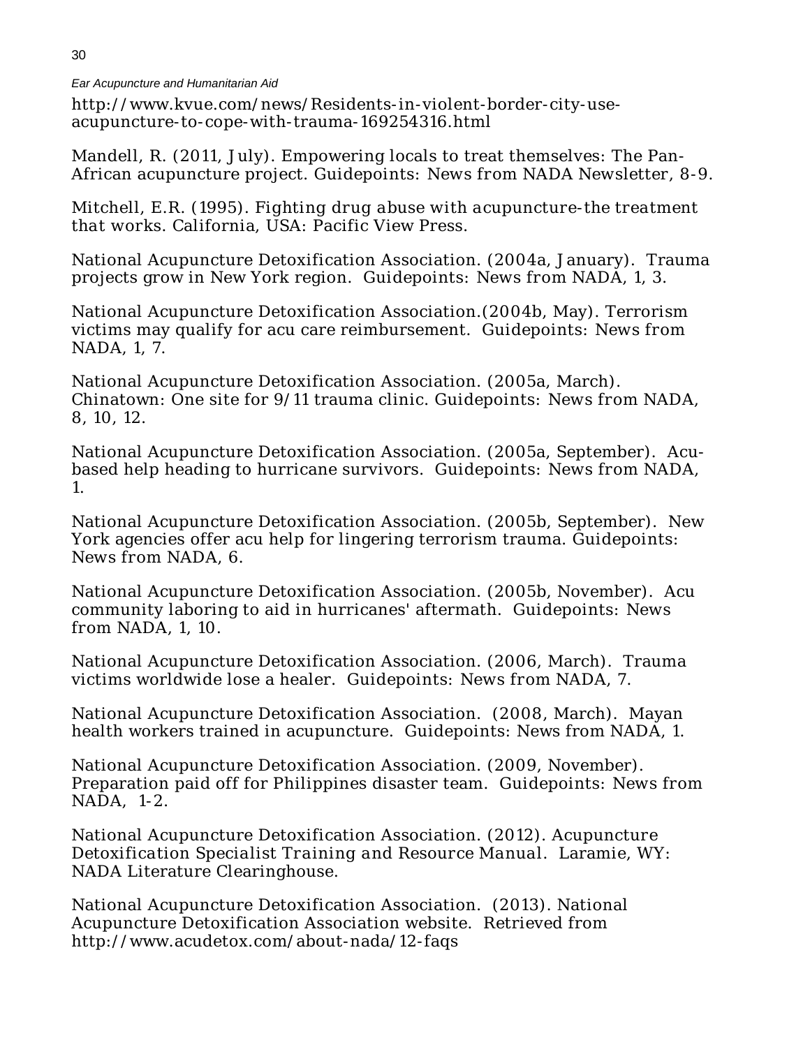http://www.kvue.com/news/Residents-in-violent-border-city-use-acupuncture-to-cope-with-trauma-169254316.html

Mandell, R. (2011, July). Empowering locals to treat themselves: The Pan-African acupuncture project. Guidepoints: News from NADA Newsletter, 8-9.

Mitchell, E.R. (1995). Fighting drug abuse with acupuncture-the treatment that works. California, USA: Pacific View Press.

National Acupuncture Detoxification Association. (2004a, January). Trauma projects grow in New York region. Guidepoints: News from NADA, 1, 3.

National Acupuncture Detoxification Association.(2004b, May). Terrorism victims may qualify for acu care reimbursement. Guidepoints: News from NADA, 1, 7.

National Acupuncture Detoxification Association. (2005a, March). Chinatown: One site for 9/11 trauma clinic. Guidepoints: News from NADA, 8, 10, 12.

National Acupuncture Detoxification Association. (2005a, September). Acu-based help heading to hurricane survivors. Guidepoints: News from NADA, 1.

National Acupuncture Detoxification Association. (2005b, September). New York agencies offer acu help for lingering terrorism trauma. Guidepoints: News from NADA, 6.

National Acupuncture Detoxification Association. (2005b, November). Acu community laboring to aid in hurricanes' aftermath. Guidepoints: News from NADA, 1, 10.

National Acupuncture Detoxification Association. (2006, March). Trauma victims worldwide lose a healer. Guidepoints: News from NADA, 7.

National Acupuncture Detoxification Association. (2008, March). Mayan health workers trained in acupuncture. Guidepoints: News from NADA, 1.

National Acupuncture Detoxification Association. (2009, November). Preparation paid off for Philippines disaster team. Guidepoints: News from NADA, 1-2.

National Acupuncture Detoxification Association. (2012). Acupuncture Detoxification Specialist Training and Resource Manual. Laramie, WY: NADA Literature Clearinghouse.

National Acupuncture Detoxification Association. (2013). National Acupuncture Detoxification Association website. Retrieved from http://www.acudetox.com/about-nada/12-faqs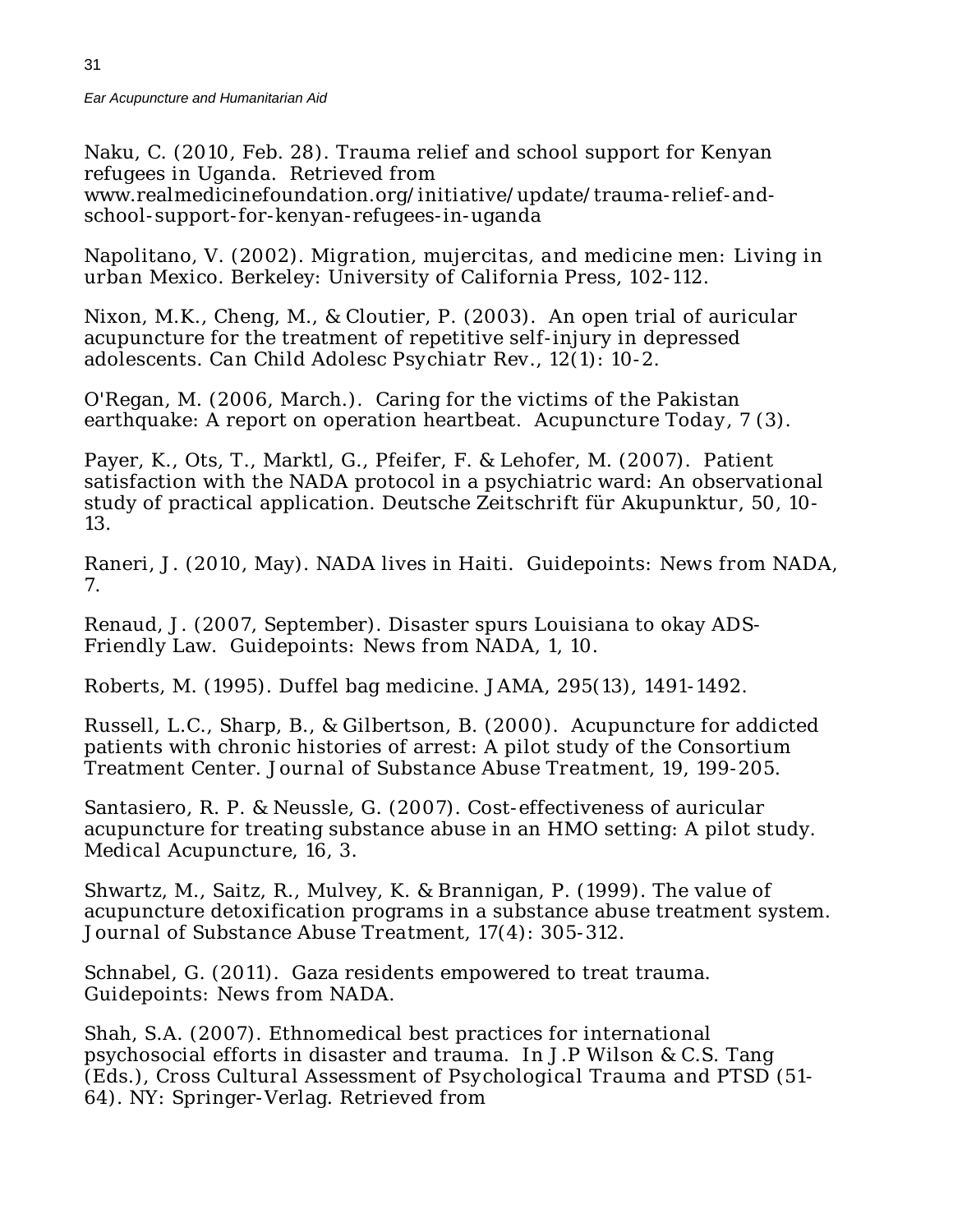Naku, C. (2010, Feb. 28). Trauma relief and school support for Kenyan refugees in Uganda. Retrieved from www.realmedicinefoundation.org/initiative/update/trauma-relief-and-school-support-for-kenyan-refugees-in-uganda

Napolitano, V. (2002). *Migration, mujercitas, and medicine men: Living in urban Mexico*. Berkeley: University of California Press, 102-112.

Nixon, M.K., Cheng, M., & Cloutier, P. (2003). An open trial of auricular acupuncture for the treatment of repetitive self-injury in depressed adolescents. *Can Child Adolesc Psychiatr Rev.*, 12(1): 10-2.

O'Regan, M. (2006, March.). Caring for the victims of the Pakistan earthquake: A report on operation heartbeat. *Acupuncture Today*, 7 (3).

Payer, K., Ots, T., Marktl, G., Pfeifer, F. & Lehofer, M. (2007). Patient satisfaction with the NADA protocol in a psychiatric ward: An observational study of practical application. Deutsche Zeitschrift für Akupunktur, 50, 10-13.

Raneri, J. (2010, May). NADA lives in Haiti. *Guidepoints: News from NADA*, 7.

Renaud, J. (2007, September). Disaster spurs Louisiana to okay ADS-Friendly Law. *Guidepoints: News from NADA*, 1, 10.

Roberts, M. (1995). Duffel bag medicine. *JAMA*, 295(13), 1491-1492.

Russell, L.C., Sharp, B., & Gilbertson, B. (2000). Acupuncture for addicted patients with chronic histories of arrest: A pilot study of the Consortium Treatment Center. *Journal of Substance Abuse Treatment*, 19, 199-205.

Santasiero, R. P. & Neussle, G. (2007). Cost-effectiveness of auricular acupuncture for treating substance abuse in an HMO setting: A pilot study. Medical Acupuncture, 16, 3.

Shwartz, M., Saitz, R., Mulvey, K. & Brannigan, P. (1999). The value of acupuncture detoxification programs in a substance abuse treatment system. *Journal of Substance Abuse Treatment*, 17(4): 305-312.

Schnabel, G. (2011). Gaza residents empowered to treat trauma. *Guidepoints: News from NADA*.

Shah, S.A. (2007). Ethnomedical best practices for international psychosocial efforts in disaster and trauma. In J.P Wilson & C.S. Tang (Eds.), *Cross Cultural Assessment of Psychological Trauma and PTSD* (51-64). NY: Springer-Verlag. Retrieved from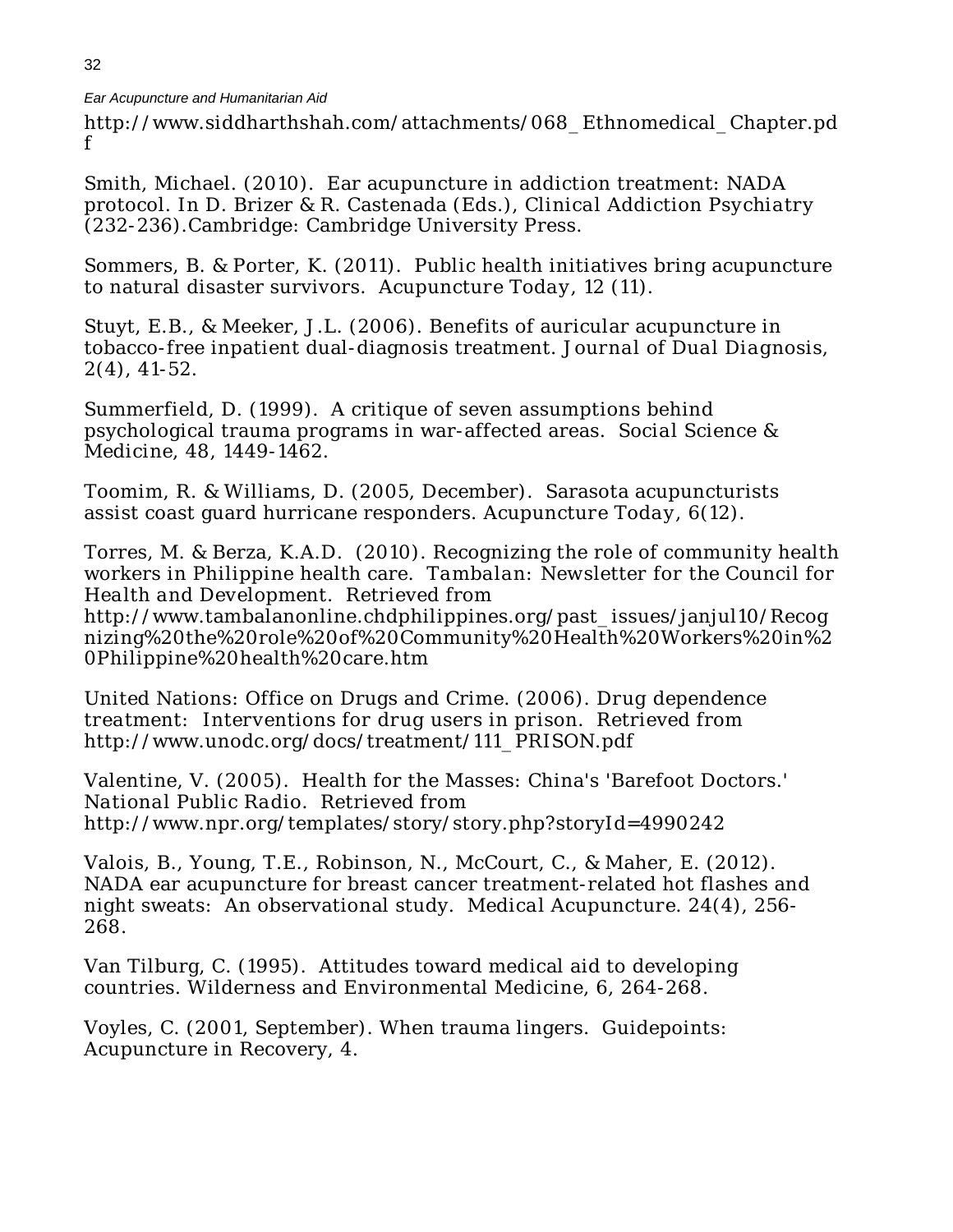http://www.siddharthshah.com/attachments/068_Ethnomedical_Chapter.pdf

Smith, Michael. (2010). Ear acupuncture in addiction treatment: NADA protocol. In D. Brizer & R. Castenada (Eds.), *Clinical Addiction Psychiatry* (232-236).Cambridge: Cambridge University Press.

Sommers, B. & Porter, K. (2011). Public health initiatives bring acupuncture to natural disaster survivors. *Acupuncture Today*, 12 (11).

Stuyt, E.B., & Meeker, J.L. (2006). Benefits of auricular acupuncture in tobacco-free inpatient dual-diagnosis treatment. *Journal of Dual Diagnosis*, 2(4), 41-52.

Summerfield, D. (1999). A critique of seven assumptions behind psychological trauma programs in war-affected areas. Social Science & Medicine, 48, 1449-1462.

Toomim, R. & Williams, D. (2005, December). Sarasota acupuncturists assist coast guard hurricane responders. *Acupuncture Today*, 6(12).

Torres, M. & Berza, K.A.D. (2010). Recognizing the role of community health workers in Philippine health care. *Tambalan: Newsletter for the Council for Health and Development*. Retrieved from http://www.tambalanonline.chdphilippines.org/past_issues/janjul10/Recognizing%20the%20role%20of%20Community%20Health%20Workers%20in%20Philippine%20health%20care.htm

United Nations: Office on Drugs and Crime. (2006). Drug dependence treatment: Interventions for drug users in prison. Retrieved from http://www.unodc.org/docs/treatment/111_PRISON.pdf

Valentine, V. (2005). Health for the Masses: China's 'Barefoot Doctors.' *National Public Radio*. Retrieved from http://www.npr.org/templates/story/story.php?storyId=4990242

Valois, B., Young, T.E., Robinson, N., McCourt, C., & Maher, E. (2012). NADA ear acupuncture for breast cancer treatment-related hot flashes and night sweats: An observational study. Medical Acupuncture. 24(4), 256-268.

Van Tilburg, C. (1995). Attitudes toward medical aid to developing countries. Wilderness and Environmental Medicine, 6, 264-268.

Voyles, C. (2001, September). When trauma lingers. Guidepoints: Acupuncture in Recovery, 4.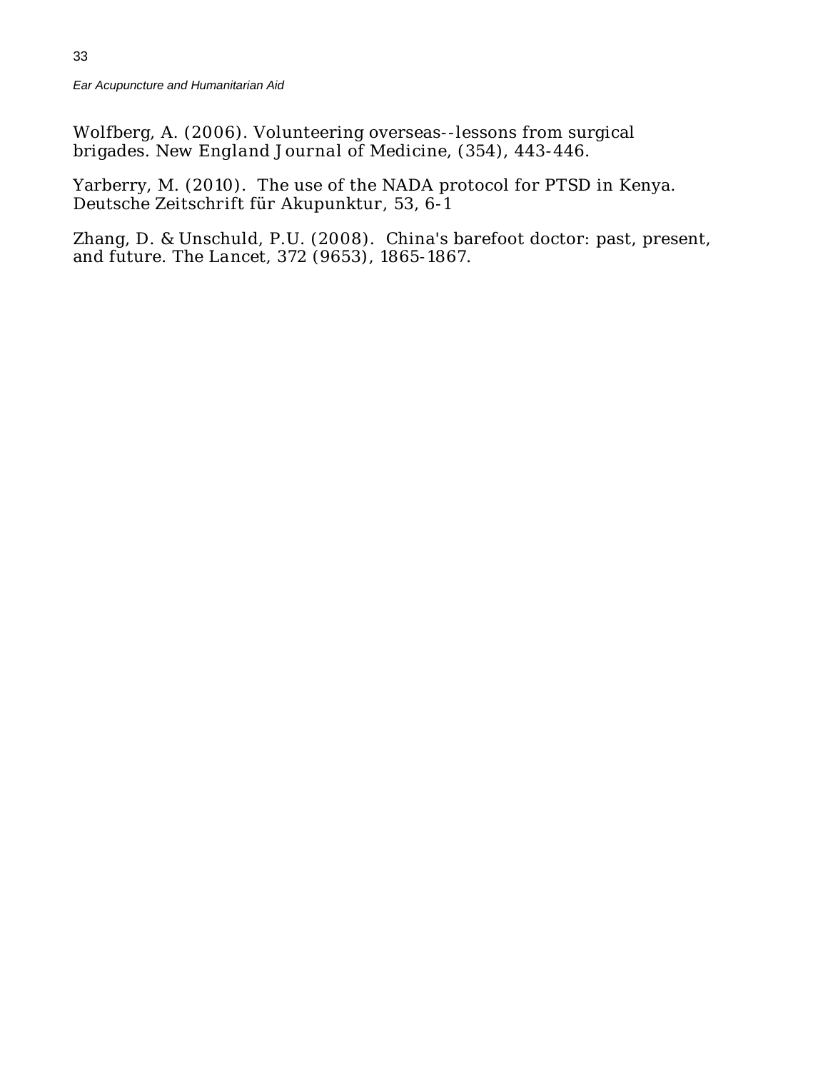Wolfberg, A. (2006). Volunteering overseas--lessons from surgical brigades. New England Journal of Medicine, (354), 443-446.

Yarberry, M. (2010). The use of the NADA protocol for PTSD in Kenya. Deutsche Zeitschrift für Akupunktur, 53, 6-1

Zhang, D. & Unschuld, P.U. (2008). China's barefoot doctor: past, present, and future. The Lancet, 372 (9653), 1865-1867.